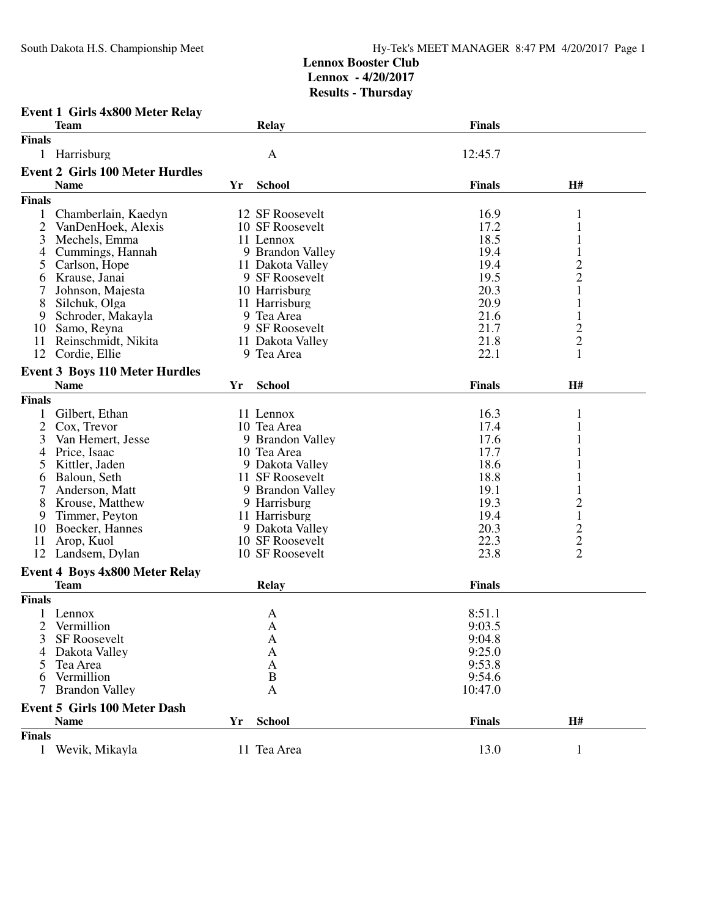**Lennox Booster Club**
**Lennox - 4/20/2017**
**Results - Thursday**

### Event 1 Girls 4x800 Meter Relay

| | Team | Relay | Finals |
|---|---|---|---|
| **Finals** | | | |
| 1 | Harrisburg | A | 12:45.7 |

### Event 2 Girls 100 Meter Hurdles

| | Name | Yr | School | Finals | H# |
|---|---|---|---|---|---|
| **Finals** | | | | | |
| 1 | Chamberlain, Kaedyn | 12 | SF Roosevelt | 16.9 | 1 |
| 2 | VanDenHoek, Alexis | 10 | SF Roosevelt | 17.2 | 1 |
| 3 | Mechels, Emma | 11 | Lennox | 18.5 | 1 |
| 4 | Cummings, Hannah | 9 | Brandon Valley | 19.4 | 1 |
| 5 | Carlson, Hope | 11 | Dakota Valley | 19.4 | 2 |
| 6 | Krause, Janai | 9 | SF Roosevelt | 19.5 | 2 |
| 7 | Johnson, Majesta | 10 | Harrisburg | 20.3 | 1 |
| 8 | Silchuk, Olga | 11 | Harrisburg | 20.9 | 1 |
| 9 | Schroder, Makayla | 9 | Tea Area | 21.6 | 1 |
| 10 | Samo, Reyna | 9 | SF Roosevelt | 21.7 | 2 |
| 11 | Reinschmidt, Nikita | 11 | Dakota Valley | 21.8 | 2 |
| 12 | Cordie, Ellie | 9 | Tea Area | 22.1 | 1 |

### Event 3 Boys 110 Meter Hurdles

| | Name | Yr | School | Finals | H# |
|---|---|---|---|---|---|
| **Finals** | | | | | |
| 1 | Gilbert, Ethan | 11 | Lennox | 16.3 | 1 |
| 2 | Cox, Trevor | 10 | Tea Area | 17.4 | 1 |
| 3 | Van Hemert, Jesse | 9 | Brandon Valley | 17.6 | 1 |
| 4 | Price, Isaac | 10 | Tea Area | 17.7 | 1 |
| 5 | Kittler, Jaden | 9 | Dakota Valley | 18.6 | 1 |
| 6 | Baloun, Seth | 11 | SF Roosevelt | 18.8 | 1 |
| 7 | Anderson, Matt | 9 | Brandon Valley | 19.1 | 1 |
| 8 | Krouse, Matthew | 9 | Harrisburg | 19.3 | 2 |
| 9 | Timmer, Peyton | 11 | Harrisburg | 19.4 | 1 |
| 10 | Boecker, Hannes | 9 | Dakota Valley | 20.3 | 2 |
| 11 | Arop, Kuol | 10 | SF Roosevelt | 22.3 | 2 |
| 12 | Landsem, Dylan | 10 | SF Roosevelt | 23.8 | 2 |

### Event 4 Boys 4x800 Meter Relay

| | Team | Relay | Finals |
|---|---|---|---|
| **Finals** | | | |
| 1 | Lennox | A | 8:51.1 |
| 2 | Vermillion | A | 9:03.5 |
| 3 | SF Roosevelt | A | 9:04.8 |
| 4 | Dakota Valley | A | 9:25.0 |
| 5 | Tea Area | A | 9:53.8 |
| 6 | Vermillion | B | 9:54.6 |
| 7 | Brandon Valley | A | 10:47.0 |

### Event 5 Girls 100 Meter Dash

| | Name | Yr | School | Finals | H# |
|---|---|---|---|---|---|
| **Finals** | | | | | |
| 1 | Wevik, Mikayla | 11 | Tea Area | 13.0 | 1 |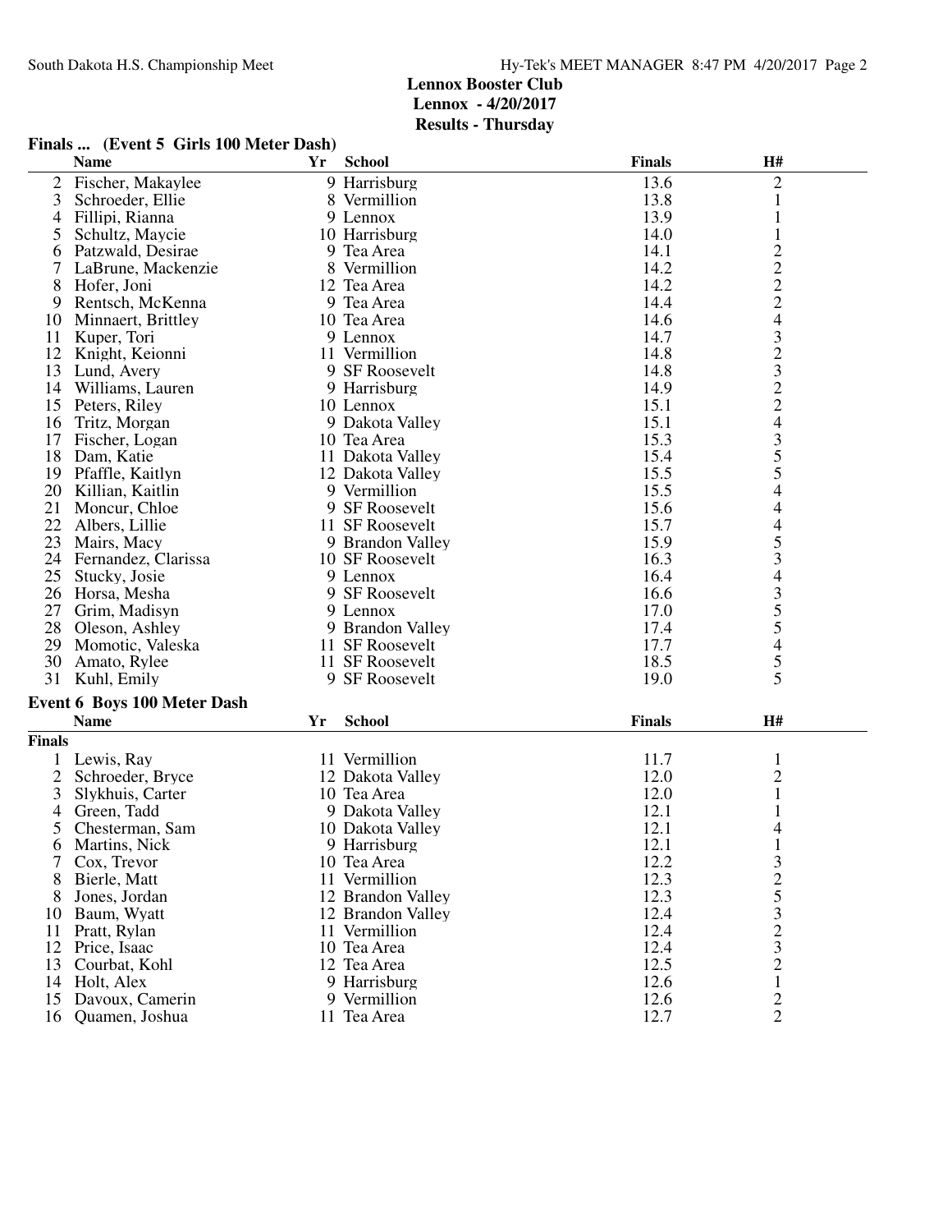**Lennox Booster Club**
**Lennox - 4/20/2017**
**Results - Thursday**

### Finals ... (Event 5 Girls 100 Meter Dash)

| | Name | Yr | School | Finals | H# |
|---|---|---|---|---|---|
| 2 | Fischer, Makaylee | 9 | Harrisburg | 13.6 | 2 |
| 3 | Schroeder, Ellie | 8 | Vermillion | 13.8 | 1 |
| 4 | Fillipi, Rianna | 9 | Lennox | 13.9 | 1 |
| 5 | Schultz, Maycie | 10 | Harrisburg | 14.0 | 1 |
| 6 | Patzwald, Desirae | 9 | Tea Area | 14.1 | 2 |
| 7 | LaBrune, Mackenzie | 8 | Vermillion | 14.2 | 2 |
| 8 | Hofer, Joni | 12 | Tea Area | 14.2 | 2 |
| 9 | Rentsch, McKenna | 9 | Tea Area | 14.4 | 2 |
| 10 | Minnaert, Brittley | 10 | Tea Area | 14.6 | 4 |
| 11 | Kuper, Tori | 9 | Lennox | 14.7 | 3 |
| 12 | Knight, Keionni | 11 | Vermillion | 14.8 | 2 |
| 13 | Lund, Avery | 9 | SF Roosevelt | 14.8 | 3 |
| 14 | Williams, Lauren | 9 | Harrisburg | 14.9 | 2 |
| 15 | Peters, Riley | 10 | Lennox | 15.1 | 2 |
| 16 | Tritz, Morgan | 9 | Dakota Valley | 15.1 | 4 |
| 17 | Fischer, Logan | 10 | Tea Area | 15.3 | 3 |
| 18 | Dam, Katie | 11 | Dakota Valley | 15.4 | 5 |
| 19 | Pfaffle, Kaitlyn | 12 | Dakota Valley | 15.5 | 5 |
| 20 | Killian, Kaitlin | 9 | Vermillion | 15.5 | 4 |
| 21 | Moncur, Chloe | 9 | SF Roosevelt | 15.6 | 4 |
| 22 | Albers, Lillie | 11 | SF Roosevelt | 15.7 | 4 |
| 23 | Mairs, Macy | 9 | Brandon Valley | 15.9 | 5 |
| 24 | Fernandez, Clarissa | 10 | SF Roosevelt | 16.3 | 3 |
| 25 | Stucky, Josie | 9 | Lennox | 16.4 | 4 |
| 26 | Horsa, Mesha | 9 | SF Roosevelt | 16.6 | 3 |
| 27 | Grim, Madisyn | 9 | Lennox | 17.0 | 5 |
| 28 | Oleson, Ashley | 9 | Brandon Valley | 17.4 | 5 |
| 29 | Momotic, Valeska | 11 | SF Roosevelt | 17.7 | 4 |
| 30 | Amato, Rylee | 11 | SF Roosevelt | 18.5 | 5 |
| 31 | Kuhl, Emily | 9 | SF Roosevelt | 19.0 | 5 |

### Event 6 Boys 100 Meter Dash

**Finals**

| | Name | Yr | School | Finals | H# |
|---|---|---|---|---|---|
| 1 | Lewis, Ray | 11 | Vermillion | 11.7 | 1 |
| 2 | Schroeder, Bryce | 12 | Dakota Valley | 12.0 | 2 |
| 3 | Slykhuis, Carter | 10 | Tea Area | 12.0 | 1 |
| 4 | Green, Tadd | 9 | Dakota Valley | 12.1 | 1 |
| 5 | Chesterman, Sam | 10 | Dakota Valley | 12.1 | 4 |
| 6 | Martins, Nick | 9 | Harrisburg | 12.1 | 1 |
| 7 | Cox, Trevor | 10 | Tea Area | 12.2 | 3 |
| 8 | Bierle, Matt | 11 | Vermillion | 12.3 | 2 |
| 8 | Jones, Jordan | 12 | Brandon Valley | 12.3 | 5 |
| 10 | Baum, Wyatt | 12 | Brandon Valley | 12.4 | 3 |
| 11 | Pratt, Rylan | 11 | Vermillion | 12.4 | 2 |
| 12 | Price, Isaac | 10 | Tea Area | 12.4 | 3 |
| 13 | Courbat, Kohl | 12 | Tea Area | 12.5 | 2 |
| 14 | Holt, Alex | 9 | Harrisburg | 12.6 | 1 |
| 15 | Davoux, Camerin | 9 | Vermillion | 12.6 | 2 |
| 16 | Quamen, Joshua | 11 | Tea Area | 12.7 | 2 |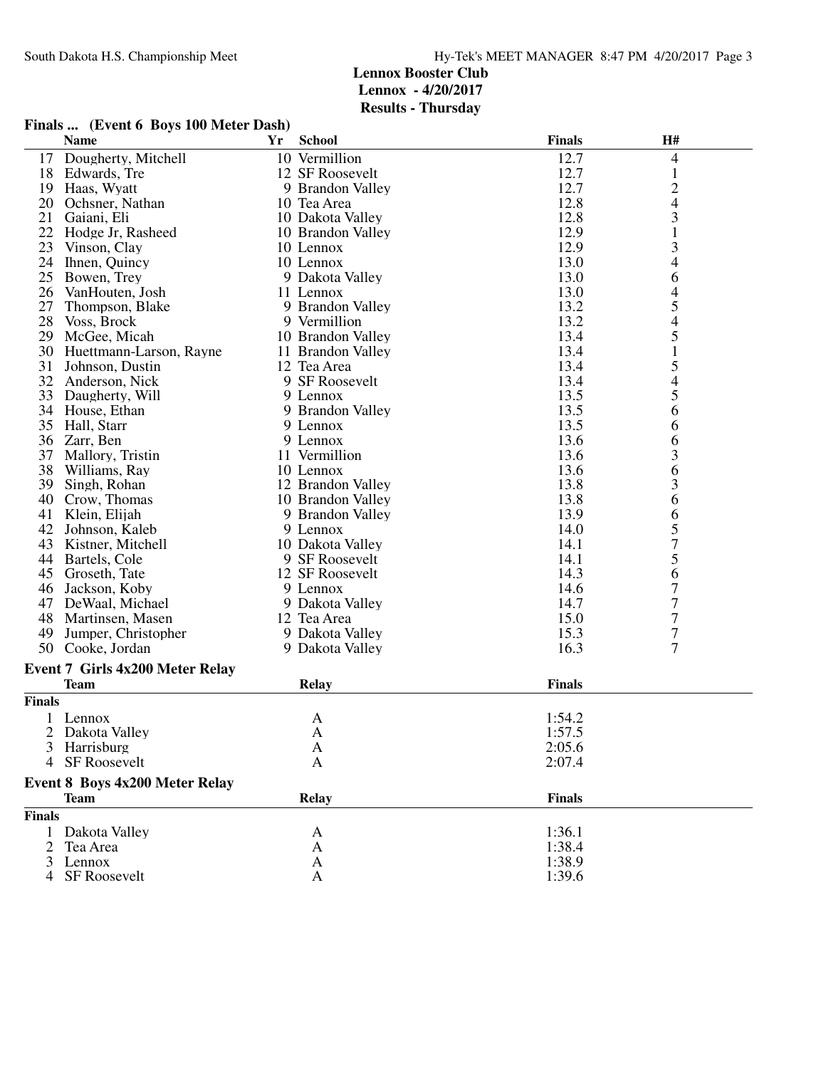**Lennox Booster Club**
**Lennox - 4/20/2017**
**Results - Thursday**

### Finals ... (Event 6 Boys 100 Meter Dash)

| | Name | Yr | School | Finals | H# |
|---|---|---|---|---|---|
| 17 | Dougherty, Mitchell | 10 | Vermillion | 12.7 | 4 |
| 18 | Edwards, Tre | 12 | SF Roosevelt | 12.7 | 1 |
| 19 | Haas, Wyatt | 9 | Brandon Valley | 12.7 | 2 |
| 20 | Ochsner, Nathan | 10 | Tea Area | 12.8 | 4 |
| 21 | Gaiani, Eli | 10 | Dakota Valley | 12.8 | 3 |
| 22 | Hodge Jr, Rasheed | 10 | Brandon Valley | 12.9 | 1 |
| 23 | Vinson, Clay | 10 | Lennox | 12.9 | 3 |
| 24 | Ihnen, Quincy | 10 | Lennox | 13.0 | 4 |
| 25 | Bowen, Trey | 9 | Dakota Valley | 13.0 | 6 |
| 26 | VanHouten, Josh | 11 | Lennox | 13.0 | 4 |
| 27 | Thompson, Blake | 9 | Brandon Valley | 13.2 | 5 |
| 28 | Voss, Brock | 9 | Vermillion | 13.2 | 4 |
| 29 | McGee, Micah | 10 | Brandon Valley | 13.4 | 5 |
| 30 | Huettmann-Larson, Rayne | 11 | Brandon Valley | 13.4 | 1 |
| 31 | Johnson, Dustin | 12 | Tea Area | 13.4 | 5 |
| 32 | Anderson, Nick | 9 | SF Roosevelt | 13.4 | 4 |
| 33 | Daugherty, Will | 9 | Lennox | 13.5 | 5 |
| 34 | House, Ethan | 9 | Brandon Valley | 13.5 | 6 |
| 35 | Hall, Starr | 9 | Lennox | 13.5 | 6 |
| 36 | Zarr, Ben | 9 | Lennox | 13.6 | 6 |
| 37 | Mallory, Tristin | 11 | Vermillion | 13.6 | 3 |
| 38 | Williams, Ray | 10 | Lennox | 13.6 | 6 |
| 39 | Singh, Rohan | 12 | Brandon Valley | 13.8 | 3 |
| 40 | Crow, Thomas | 10 | Brandon Valley | 13.8 | 6 |
| 41 | Klein, Elijah | 9 | Brandon Valley | 13.9 | 6 |
| 42 | Johnson, Kaleb | 9 | Lennox | 14.0 | 5 |
| 43 | Kistner, Mitchell | 10 | Dakota Valley | 14.1 | 7 |
| 44 | Bartels, Cole | 9 | SF Roosevelt | 14.1 | 5 |
| 45 | Groseth, Tate | 12 | SF Roosevelt | 14.3 | 6 |
| 46 | Jackson, Koby | 9 | Lennox | 14.6 | 7 |
| 47 | DeWaal, Michael | 9 | Dakota Valley | 14.7 | 7 |
| 48 | Martinsen, Masen | 12 | Tea Area | 15.0 | 7 |
| 49 | Jumper, Christopher | 9 | Dakota Valley | 15.3 | 7 |
| 50 | Cooke, Jordan | 9 | Dakota Valley | 16.3 | 7 |

### Event 7 Girls 4x200 Meter Relay

| | Team | Relay | Finals |
|---|---|---|---|
| **Finals** | | | |
| 1 | Lennox | A | 1:54.2 |
| 2 | Dakota Valley | A | 1:57.5 |
| 3 | Harrisburg | A | 2:05.6 |
| 4 | SF Roosevelt | A | 2:07.4 |

### Event 8 Boys 4x200 Meter Relay

| | Team | Relay | Finals |
|---|---|---|---|
| **Finals** | | | |
| 1 | Dakota Valley | A | 1:36.1 |
| 2 | Tea Area | A | 1:38.4 |
| 3 | Lennox | A | 1:38.9 |
| 4 | SF Roosevelt | A | 1:39.6 |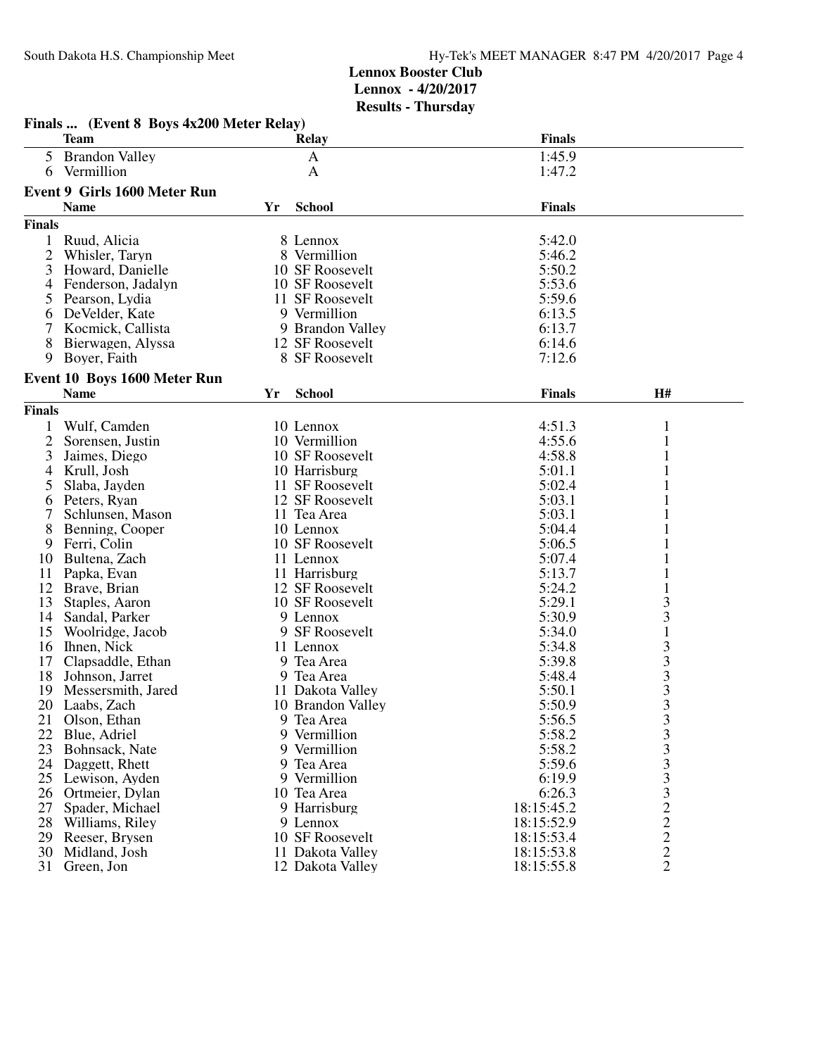**Lennox Booster Club**
**Lennox - 4/20/2017**
**Results - Thursday**

### Finals ... (Event 8 Boys 4x200 Meter Relay)

| | Team | Relay | Finals |
|---|---|---|---|
| 5 | Brandon Valley | A | 1:45.9 |
| 6 | Vermillion | A | 1:47.2 |

### Event 9 Girls 1600 Meter Run

| | Name | Yr | School | Finals |
|---|---|---|---|---|
| **Finals** | | | | |
| 1 | Ruud, Alicia | 8 | Lennox | 5:42.0 |
| 2 | Whisler, Taryn | 8 | Vermillion | 5:46.2 |
| 3 | Howard, Danielle | 10 | SF Roosevelt | 5:50.2 |
| 4 | Fenderson, Jadalyn | 10 | SF Roosevelt | 5:53.6 |
| 5 | Pearson, Lydia | 11 | SF Roosevelt | 5:59.6 |
| 6 | DeVelder, Kate | 9 | Vermillion | 6:13.5 |
| 7 | Kocmick, Callista | 9 | Brandon Valley | 6:13.7 |
| 8 | Bierwagen, Alyssa | 12 | SF Roosevelt | 6:14.6 |
| 9 | Boyer, Faith | 8 | SF Roosevelt | 7:12.6 |

### Event 10 Boys 1600 Meter Run

| | Name | Yr | School | Finals | H# |
|---|---|---|---|---|---|
| **Finals** | | | | | |
| 1 | Wulf, Camden | 10 | Lennox | 4:51.3 | 1 |
| 2 | Sorensen, Justin | 10 | Vermillion | 4:55.6 | 1 |
| 3 | Jaimes, Diego | 10 | SF Roosevelt | 4:58.8 | 1 |
| 4 | Krull, Josh | 10 | Harrisburg | 5:01.1 | 1 |
| 5 | Slaba, Jayden | 11 | SF Roosevelt | 5:02.4 | 1 |
| 6 | Peters, Ryan | 12 | SF Roosevelt | 5:03.1 | 1 |
| 7 | Schlunsen, Mason | 11 | Tea Area | 5:03.1 | 1 |
| 8 | Benning, Cooper | 10 | Lennox | 5:04.4 | 1 |
| 9 | Ferri, Colin | 10 | SF Roosevelt | 5:06.5 | 1 |
| 10 | Bultena, Zach | 11 | Lennox | 5:07.4 | 1 |
| 11 | Papka, Evan | 11 | Harrisburg | 5:13.7 | 1 |
| 12 | Brave, Brian | 12 | SF Roosevelt | 5:24.2 | 1 |
| 13 | Staples, Aaron | 10 | SF Roosevelt | 5:29.1 | 3 |
| 14 | Sandal, Parker | 9 | Lennox | 5:30.9 | 3 |
| 15 | Woolridge, Jacob | 9 | SF Roosevelt | 5:34.0 | 1 |
| 16 | Ihnen, Nick | 11 | Lennox | 5:34.8 | 3 |
| 17 | Clapsaddle, Ethan | 9 | Tea Area | 5:39.8 | 3 |
| 18 | Johnson, Jarret | 9 | Tea Area | 5:48.4 | 3 |
| 19 | Messersmith, Jared | 11 | Dakota Valley | 5:50.1 | 3 |
| 20 | Laabs, Zach | 10 | Brandon Valley | 5:50.9 | 3 |
| 21 | Olson, Ethan | 9 | Tea Area | 5:56.5 | 3 |
| 22 | Blue, Adriel | 9 | Vermillion | 5:58.2 | 3 |
| 23 | Bohnsack, Nate | 9 | Vermillion | 5:58.2 | 3 |
| 24 | Daggett, Rhett | 9 | Tea Area | 5:59.6 | 3 |
| 25 | Lewison, Ayden | 9 | Vermillion | 6:19.9 | 3 |
| 26 | Ortmeier, Dylan | 10 | Tea Area | 6:26.3 | 3 |
| 27 | Spader, Michael | 9 | Harrisburg | 18:15:45.2 | 2 |
| 28 | Williams, Riley | 9 | Lennox | 18:15:52.9 | 2 |
| 29 | Reeser, Brysen | 10 | SF Roosevelt | 18:15:53.4 | 2 |
| 30 | Midland, Josh | 11 | Dakota Valley | 18:15:53.8 | 2 |
| 31 | Green, Jon | 12 | Dakota Valley | 18:15:55.8 | 2 |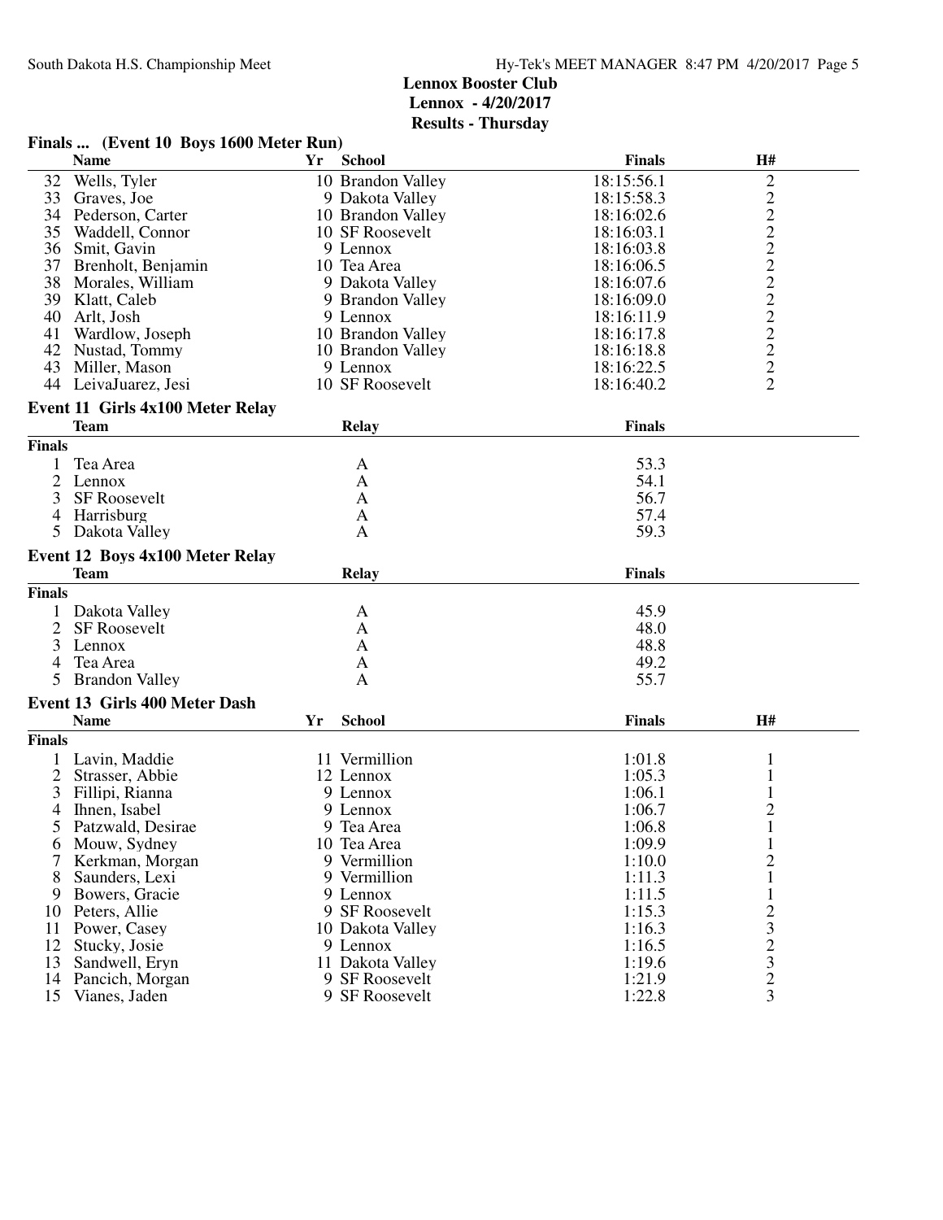## Lennox Booster Club
## Lennox - 4/20/2017
## Results - Thursday

### Finals ... (Event 10 Boys 1600 Meter Run)

| | Name | Yr | School | Finals | H# |
|---|---|---|---|---|---|
| 32 | Wells, Tyler | 10 | Brandon Valley | 18:15:56.1 | 2 |
| 33 | Graves, Joe | 9 | Dakota Valley | 18:15:58.3 | 2 |
| 34 | Pederson, Carter | 10 | Brandon Valley | 18:16:02.6 | 2 |
| 35 | Waddell, Connor | 10 | SF Roosevelt | 18:16:03.1 | 2 |
| 36 | Smit, Gavin | 9 | Lennox | 18:16:03.8 | 2 |
| 37 | Brenholt, Benjamin | 10 | Tea Area | 18:16:06.5 | 2 |
| 38 | Morales, William | 9 | Dakota Valley | 18:16:07.6 | 2 |
| 39 | Klatt, Caleb | 9 | Brandon Valley | 18:16:09.0 | 2 |
| 40 | Arlt, Josh | 9 | Lennox | 18:16:11.9 | 2 |
| 41 | Wardlow, Joseph | 10 | Brandon Valley | 18:16:17.8 | 2 |
| 42 | Nustad, Tommy | 10 | Brandon Valley | 18:16:18.8 | 2 |
| 43 | Miller, Mason | 9 | Lennox | 18:16:22.5 | 2 |
| 44 | LeivaJuarez, Jesi | 10 | SF Roosevelt | 18:16:40.2 | 2 |

### Event 11 Girls 4x100 Meter Relay

| | Team | Relay | Finals |
|---|---|---|---|
| **Finals** | | | |
| 1 | Tea Area | A | 53.3 |
| 2 | Lennox | A | 54.1 |
| 3 | SF Roosevelt | A | 56.7 |
| 4 | Harrisburg | A | 57.4 |
| 5 | Dakota Valley | A | 59.3 |

### Event 12 Boys 4x100 Meter Relay

| | Team | Relay | Finals |
|---|---|---|---|
| **Finals** | | | |
| 1 | Dakota Valley | A | 45.9 |
| 2 | SF Roosevelt | A | 48.0 |
| 3 | Lennox | A | 48.8 |
| 4 | Tea Area | A | 49.2 |
| 5 | Brandon Valley | A | 55.7 |

### Event 13 Girls 400 Meter Dash

| | Name | Yr | School | Finals | H# |
|---|---|---|---|---|---|
| **Finals** | | | | | |
| 1 | Lavin, Maddie | 11 | Vermillion | 1:01.8 | 1 |
| 2 | Strasser, Abbie | 12 | Lennox | 1:05.3 | 1 |
| 3 | Fillipi, Rianna | 9 | Lennox | 1:06.1 | 1 |
| 4 | Ihnen, Isabel | 9 | Lennox | 1:06.7 | 2 |
| 5 | Patzwald, Desirae | 9 | Tea Area | 1:06.8 | 1 |
| 6 | Mouw, Sydney | 10 | Tea Area | 1:09.9 | 1 |
| 7 | Kerkman, Morgan | 9 | Vermillion | 1:10.0 | 2 |
| 8 | Saunders, Lexi | 9 | Vermillion | 1:11.3 | 1 |
| 9 | Bowers, Gracie | 9 | Lennox | 1:11.5 | 1 |
| 10 | Peters, Allie | 9 | SF Roosevelt | 1:15.3 | 2 |
| 11 | Power, Casey | 10 | Dakota Valley | 1:16.3 | 3 |
| 12 | Stucky, Josie | 9 | Lennox | 1:16.5 | 2 |
| 13 | Sandwell, Eryn | 11 | Dakota Valley | 1:19.6 | 3 |
| 14 | Pancich, Morgan | 9 | SF Roosevelt | 1:21.9 | 2 |
| 15 | Vianes, Jaden | 9 | SF Roosevelt | 1:22.8 | 3 |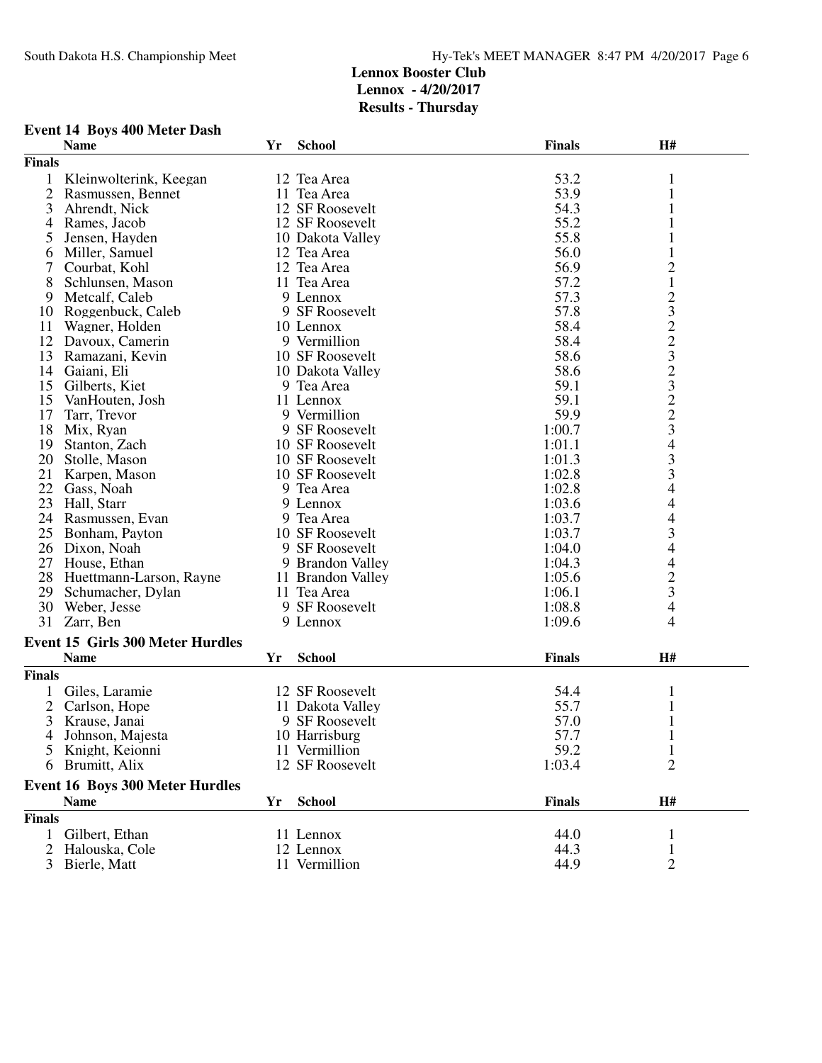# Lennox Booster Club
## Lennox - 4/20/2017
## Results - Thursday

### Event 14 Boys 400 Meter Dash

| | Name | Yr | School | Finals | H# |
|---|---|---|---|---|---|
| **Finals** | | | | | |
| 1 | Kleinwolterink, Keegan | 12 | Tea Area | 53.2 | 1 |
| 2 | Rasmussen, Bennet | 11 | Tea Area | 53.9 | 1 |
| 3 | Ahrendt, Nick | 12 | SF Roosevelt | 54.3 | 1 |
| 4 | Rames, Jacob | 12 | SF Roosevelt | 55.2 | 1 |
| 5 | Jensen, Hayden | 10 | Dakota Valley | 55.8 | 1 |
| 6 | Miller, Samuel | 12 | Tea Area | 56.0 | 1 |
| 7 | Courbat, Kohl | 12 | Tea Area | 56.9 | 2 |
| 8 | Schlunsen, Mason | 11 | Tea Area | 57.2 | 1 |
| 9 | Metcalf, Caleb | 9 | Lennox | 57.3 | 2 |
| 10 | Roggenbuck, Caleb | 9 | SF Roosevelt | 57.8 | 3 |
| 11 | Wagner, Holden | 10 | Lennox | 58.4 | 2 |
| 12 | Davoux, Camerin | 9 | Vermillion | 58.4 | 2 |
| 13 | Ramazani, Kevin | 10 | SF Roosevelt | 58.6 | 3 |
| 14 | Gaiani, Eli | 10 | Dakota Valley | 58.6 | 2 |
| 15 | Gilberts, Kiet | 9 | Tea Area | 59.1 | 3 |
| 15 | VanHouten, Josh | 11 | Lennox | 59.1 | 2 |
| 17 | Tarr, Trevor | 9 | Vermillion | 59.9 | 2 |
| 18 | Mix, Ryan | 9 | SF Roosevelt | 1:00.7 | 3 |
| 19 | Stanton, Zach | 10 | SF Roosevelt | 1:01.1 | 4 |
| 20 | Stolle, Mason | 10 | SF Roosevelt | 1:01.3 | 3 |
| 21 | Karpen, Mason | 10 | SF Roosevelt | 1:02.8 | 3 |
| 22 | Gass, Noah | 9 | Tea Area | 1:02.8 | 4 |
| 23 | Hall, Starr | 9 | Lennox | 1:03.6 | 4 |
| 24 | Rasmussen, Evan | 9 | Tea Area | 1:03.7 | 4 |
| 25 | Bonham, Payton | 10 | SF Roosevelt | 1:03.7 | 3 |
| 26 | Dixon, Noah | 9 | SF Roosevelt | 1:04.0 | 4 |
| 27 | House, Ethan | 9 | Brandon Valley | 1:04.3 | 4 |
| 28 | Huettmann-Larson, Rayne | 11 | Brandon Valley | 1:05.6 | 2 |
| 29 | Schumacher, Dylan | 11 | Tea Area | 1:06.1 | 3 |
| 30 | Weber, Jesse | 9 | SF Roosevelt | 1:08.8 | 4 |
| 31 | Zarr, Ben | 9 | Lennox | 1:09.6 | 4 |

### Event 15 Girls 300 Meter Hurdles

| | Name | Yr | School | Finals | H# |
|---|---|---|---|---|---|
| **Finals** | | | | | |
| 1 | Giles, Laramie | 12 | SF Roosevelt | 54.4 | 1 |
| 2 | Carlson, Hope | 11 | Dakota Valley | 55.7 | 1 |
| 3 | Krause, Janai | 9 | SF Roosevelt | 57.0 | 1 |
| 4 | Johnson, Majesta | 10 | Harrisburg | 57.7 | 1 |
| 5 | Knight, Keionni | 11 | Vermillion | 59.2 | 1 |
| 6 | Brumitt, Alix | 12 | SF Roosevelt | 1:03.4 | 2 |

### Event 16 Boys 300 Meter Hurdles

| | Name | Yr | School | Finals | H# |
|---|---|---|---|---|---|
| **Finals** | | | | | |
| 1 | Gilbert, Ethan | 11 | Lennox | 44.0 | 1 |
| 2 | Halouska, Cole | 12 | Lennox | 44.3 | 1 |
| 3 | Bierle, Matt | 11 | Vermillion | 44.9 | 2 |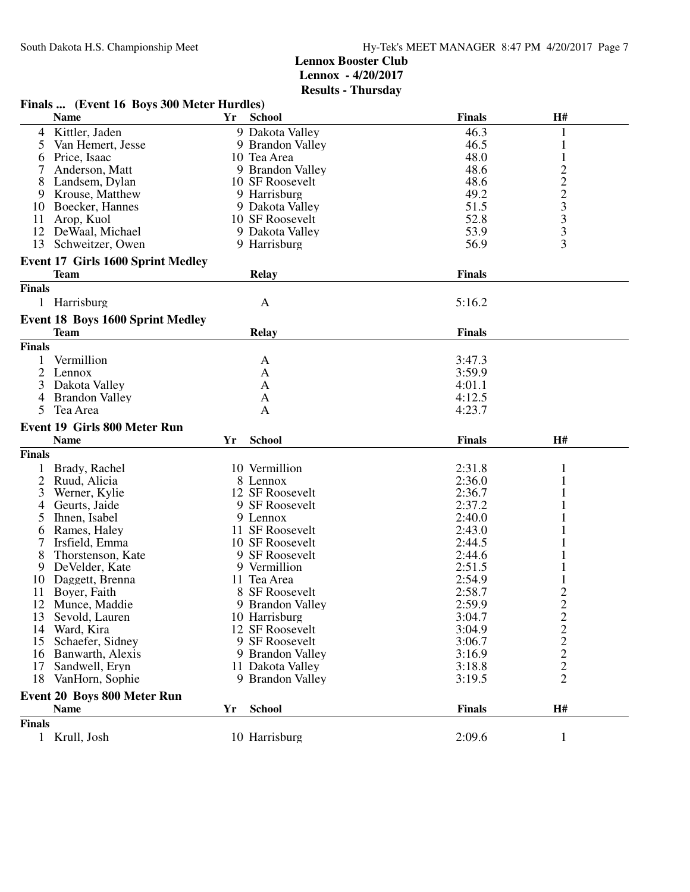## Lennox Booster Club
## Lennox - 4/20/2017
## Results - Thursday

### Finals ... (Event 16 Boys 300 Meter Hurdles)

| | Name | Yr | School | Finals | H# |
|---|---|---|---|---|---|
| 4 | Kittler, Jaden | 9 | Dakota Valley | 46.3 | 1 |
| 5 | Van Hemert, Jesse | 9 | Brandon Valley | 46.5 | 1 |
| 6 | Price, Isaac | 10 | Tea Area | 48.0 | 1 |
| 7 | Anderson, Matt | 9 | Brandon Valley | 48.6 | 2 |
| 8 | Landsem, Dylan | 10 | SF Roosevelt | 48.6 | 2 |
| 9 | Krouse, Matthew | 9 | Harrisburg | 49.2 | 2 |
| 10 | Boecker, Hannes | 9 | Dakota Valley | 51.5 | 3 |
| 11 | Arop, Kuol | 10 | SF Roosevelt | 52.8 | 3 |
| 12 | DeWaal, Michael | 9 | Dakota Valley | 53.9 | 3 |
| 13 | Schweitzer, Owen | 9 | Harrisburg | 56.9 | 3 |

### Event 17 Girls 1600 Sprint Medley

| | Team | Relay | Finals |
|---|---|---|---|
| **Finals** | | | |
| 1 | Harrisburg | A | 5:16.2 |

### Event 18 Boys 1600 Sprint Medley

| | Team | Relay | Finals |
|---|---|---|---|
| **Finals** | | | |
| 1 | Vermillion | A | 3:47.3 |
| 2 | Lennox | A | 3:59.9 |
| 3 | Dakota Valley | A | 4:01.1 |
| 4 | Brandon Valley | A | 4:12.5 |
| 5 | Tea Area | A | 4:23.7 |

### Event 19 Girls 800 Meter Run

| | Name | Yr | School | Finals | H# |
|---|---|---|---|---|---|
| **Finals** | | | | | |
| 1 | Brady, Rachel | 10 | Vermillion | 2:31.8 | 1 |
| 2 | Ruud, Alicia | 8 | Lennox | 2:36.0 | 1 |
| 3 | Werner, Kylie | 12 | SF Roosevelt | 2:36.7 | 1 |
| 4 | Geurts, Jaide | 9 | SF Roosevelt | 2:37.2 | 1 |
| 5 | Ihnen, Isabel | 9 | Lennox | 2:40.0 | 1 |
| 6 | Rames, Haley | 11 | SF Roosevelt | 2:43.0 | 1 |
| 7 | Irsfield, Emma | 10 | SF Roosevelt | 2:44.5 | 1 |
| 8 | Thorstenson, Kate | 9 | SF Roosevelt | 2:44.6 | 1 |
| 9 | DeVelder, Kate | 9 | Vermillion | 2:51.5 | 1 |
| 10 | Daggett, Brenna | 11 | Tea Area | 2:54.9 | 1 |
| 11 | Boyer, Faith | 8 | SF Roosevelt | 2:58.7 | 2 |
| 12 | Munce, Maddie | 9 | Brandon Valley | 2:59.9 | 2 |
| 13 | Sevold, Lauren | 10 | Harrisburg | 3:04.7 | 2 |
| 14 | Ward, Kira | 12 | SF Roosevelt | 3:04.9 | 2 |
| 15 | Schaefer, Sidney | 9 | SF Roosevelt | 3:06.7 | 2 |
| 16 | Banwarth, Alexis | 9 | Brandon Valley | 3:16.9 | 2 |
| 17 | Sandwell, Eryn | 11 | Dakota Valley | 3:18.8 | 2 |
| 18 | VanHorn, Sophie | 9 | Brandon Valley | 3:19.5 | 2 |

### Event 20 Boys 800 Meter Run

| | Name | Yr | School | Finals | H# |
|---|---|---|---|---|---|
| **Finals** | | | | | |
| 1 | Krull, Josh | 10 | Harrisburg | 2:09.6 | 1 |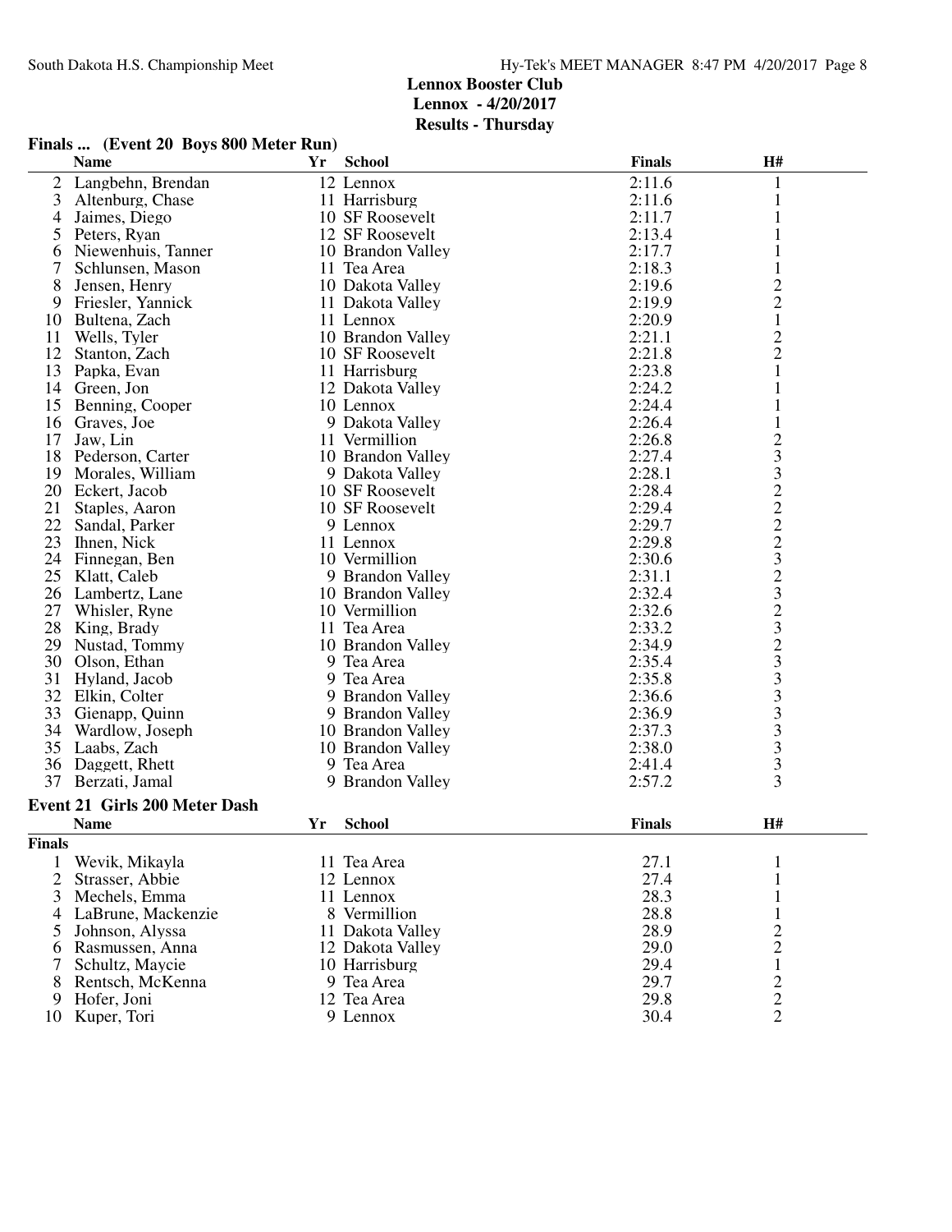## Lennox Booster Club
## Lennox - 4/20/2017
## Results - Thursday

### Finals ... (Event 20 Boys 800 Meter Run)

| | Name | Yr | School | Finals | H# |
|---|---|---|---|---|---|
| 2 | Langbehn, Brendan | 12 | Lennox | 2:11.6 | 1 |
| 3 | Altenburg, Chase | 11 | Harrisburg | 2:11.6 | 1 |
| 4 | Jaimes, Diego | 10 | SF Roosevelt | 2:11.7 | 1 |
| 5 | Peters, Ryan | 12 | SF Roosevelt | 2:13.4 | 1 |
| 6 | Niewenhuis, Tanner | 10 | Brandon Valley | 2:17.7 | 1 |
| 7 | Schlunsen, Mason | 11 | Tea Area | 2:18.3 | 1 |
| 8 | Jensen, Henry | 10 | Dakota Valley | 2:19.6 | 2 |
| 9 | Friesler, Yannick | 11 | Dakota Valley | 2:19.9 | 2 |
| 10 | Bultena, Zach | 11 | Lennox | 2:20.9 | 1 |
| 11 | Wells, Tyler | 10 | Brandon Valley | 2:21.1 | 2 |
| 12 | Stanton, Zach | 10 | SF Roosevelt | 2:21.8 | 2 |
| 13 | Papka, Evan | 11 | Harrisburg | 2:23.8 | 1 |
| 14 | Green, Jon | 12 | Dakota Valley | 2:24.2 | 1 |
| 15 | Benning, Cooper | 10 | Lennox | 2:24.4 | 1 |
| 16 | Graves, Joe | 9 | Dakota Valley | 2:26.4 | 1 |
| 17 | Jaw, Lin | 11 | Vermillion | 2:26.8 | 2 |
| 18 | Pederson, Carter | 10 | Brandon Valley | 2:27.4 | 3 |
| 19 | Morales, William | 9 | Dakota Valley | 2:28.1 | 3 |
| 20 | Eckert, Jacob | 10 | SF Roosevelt | 2:28.4 | 2 |
| 21 | Staples, Aaron | 10 | SF Roosevelt | 2:29.4 | 2 |
| 22 | Sandal, Parker | 9 | Lennox | 2:29.7 | 2 |
| 23 | Ihnen, Nick | 11 | Lennox | 2:29.8 | 2 |
| 24 | Finnegan, Ben | 10 | Vermillion | 2:30.6 | 3 |
| 25 | Klatt, Caleb | 9 | Brandon Valley | 2:31.1 | 2 |
| 26 | Lambertz, Lane | 10 | Brandon Valley | 2:32.4 | 3 |
| 27 | Whisler, Ryne | 10 | Vermillion | 2:32.6 | 2 |
| 28 | King, Brady | 11 | Tea Area | 2:33.2 | 3 |
| 29 | Nustad, Tommy | 10 | Brandon Valley | 2:34.9 | 2 |
| 30 | Olson, Ethan | 9 | Tea Area | 2:35.4 | 3 |
| 31 | Hyland, Jacob | 9 | Tea Area | 2:35.8 | 3 |
| 32 | Elkin, Colter | 9 | Brandon Valley | 2:36.6 | 3 |
| 33 | Gienapp, Quinn | 9 | Brandon Valley | 2:36.9 | 3 |
| 34 | Wardlow, Joseph | 10 | Brandon Valley | 2:37.3 | 3 |
| 35 | Laabs, Zach | 10 | Brandon Valley | 2:38.0 | 3 |
| 36 | Daggett, Rhett | 9 | Tea Area | 2:41.4 | 3 |
| 37 | Berzati, Jamal | 9 | Brandon Valley | 2:57.2 | 3 |

### Event 21 Girls 200 Meter Dash

| | Name | Yr | School | Finals | H# |
|---|---|---|---|---|---|
| **Finals** | | | | | |
| 1 | Wevik, Mikayla | 11 | Tea Area | 27.1 | 1 |
| 2 | Strasser, Abbie | 12 | Lennox | 27.4 | 1 |
| 3 | Mechels, Emma | 11 | Lennox | 28.3 | 1 |
| 4 | LaBrune, Mackenzie | 8 | Vermillion | 28.8 | 1 |
| 5 | Johnson, Alyssa | 11 | Dakota Valley | 28.9 | 2 |
| 6 | Rasmussen, Anna | 12 | Dakota Valley | 29.0 | 2 |
| 7 | Schultz, Maycie | 10 | Harrisburg | 29.4 | 1 |
| 8 | Rentsch, McKenna | 9 | Tea Area | 29.7 | 2 |
| 9 | Hofer, Joni | 12 | Tea Area | 29.8 | 2 |
| 10 | Kuper, Tori | 9 | Lennox | 30.4 | 2 |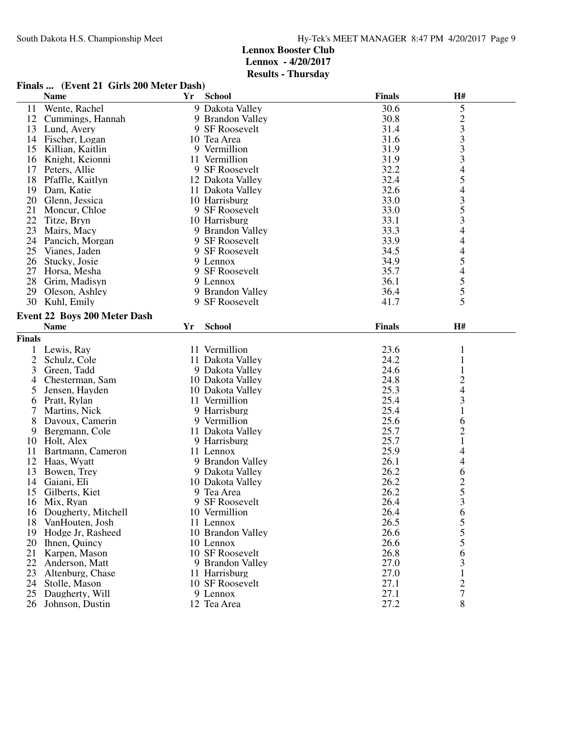**Lennox Booster Club**
**Lennox - 4/20/2017**
**Results - Thursday**

### Finals ... (Event 21 Girls 200 Meter Dash)

| | Name | Yr | School | Finals | H# |
|---|---|---|---|---|---|
| 11 | Wente, Rachel | 9 | Dakota Valley | 30.6 | 5 |
| 12 | Cummings, Hannah | 9 | Brandon Valley | 30.8 | 2 |
| 13 | Lund, Avery | 9 | SF Roosevelt | 31.4 | 3 |
| 14 | Fischer, Logan | 10 | Tea Area | 31.6 | 3 |
| 15 | Killian, Kaitlin | 9 | Vermillion | 31.9 | 3 |
| 16 | Knight, Keionni | 11 | Vermillion | 31.9 | 3 |
| 17 | Peters, Allie | 9 | SF Roosevelt | 32.2 | 4 |
| 18 | Pfaffle, Kaitlyn | 12 | Dakota Valley | 32.4 | 5 |
| 19 | Dam, Katie | 11 | Dakota Valley | 32.6 | 4 |
| 20 | Glenn, Jessica | 10 | Harrisburg | 33.0 | 3 |
| 21 | Moncur, Chloe | 9 | SF Roosevelt | 33.0 | 5 |
| 22 | Titze, Bryn | 10 | Harrisburg | 33.1 | 3 |
| 23 | Mairs, Macy | 9 | Brandon Valley | 33.3 | 4 |
| 24 | Pancich, Morgan | 9 | SF Roosevelt | 33.9 | 4 |
| 25 | Vianes, Jaden | 9 | SF Roosevelt | 34.5 | 4 |
| 26 | Stucky, Josie | 9 | Lennox | 34.9 | 5 |
| 27 | Horsa, Mesha | 9 | SF Roosevelt | 35.7 | 4 |
| 28 | Grim, Madisyn | 9 | Lennox | 36.1 | 5 |
| 29 | Oleson, Ashley | 9 | Brandon Valley | 36.4 | 5 |
| 30 | Kuhl, Emily | 9 | SF Roosevelt | 41.7 | 5 |

### Event 22 Boys 200 Meter Dash

| | Name | Yr | School | Finals | H# |
|---|---|---|---|---|---|
| **Finals** | | | | | |
| 1 | Lewis, Ray | 11 | Vermillion | 23.6 | 1 |
| 2 | Schulz, Cole | 11 | Dakota Valley | 24.2 | 1 |
| 3 | Green, Tadd | 9 | Dakota Valley | 24.6 | 1 |
| 4 | Chesterman, Sam | 10 | Dakota Valley | 24.8 | 2 |
| 5 | Jensen, Hayden | 10 | Dakota Valley | 25.3 | 4 |
| 6 | Pratt, Rylan | 11 | Vermillion | 25.4 | 3 |
| 7 | Martins, Nick | 9 | Harrisburg | 25.4 | 1 |
| 8 | Davoux, Camerin | 9 | Vermillion | 25.6 | 6 |
| 9 | Bergmann, Cole | 11 | Dakota Valley | 25.7 | 2 |
| 10 | Holt, Alex | 9 | Harrisburg | 25.7 | 1 |
| 11 | Bartmann, Cameron | 11 | Lennox | 25.9 | 4 |
| 12 | Haas, Wyatt | 9 | Brandon Valley | 26.1 | 4 |
| 13 | Bowen, Trey | 9 | Dakota Valley | 26.2 | 6 |
| 14 | Gaiani, Eli | 10 | Dakota Valley | 26.2 | 2 |
| 15 | Gilberts, Kiet | 9 | Tea Area | 26.2 | 5 |
| 16 | Mix, Ryan | 9 | SF Roosevelt | 26.4 | 3 |
| 16 | Dougherty, Mitchell | 10 | Vermillion | 26.4 | 6 |
| 18 | VanHouten, Josh | 11 | Lennox | 26.5 | 5 |
| 19 | Hodge Jr, Rasheed | 10 | Brandon Valley | 26.6 | 5 |
| 20 | Ihnen, Quincy | 10 | Lennox | 26.6 | 5 |
| 21 | Karpen, Mason | 10 | SF Roosevelt | 26.8 | 6 |
| 22 | Anderson, Matt | 9 | Brandon Valley | 27.0 | 3 |
| 23 | Altenburg, Chase | 11 | Harrisburg | 27.0 | 1 |
| 24 | Stolle, Mason | 10 | SF Roosevelt | 27.1 | 2 |
| 25 | Daugherty, Will | 9 | Lennox | 27.1 | 7 |
| 26 | Johnson, Dustin | 12 | Tea Area | 27.2 | 8 |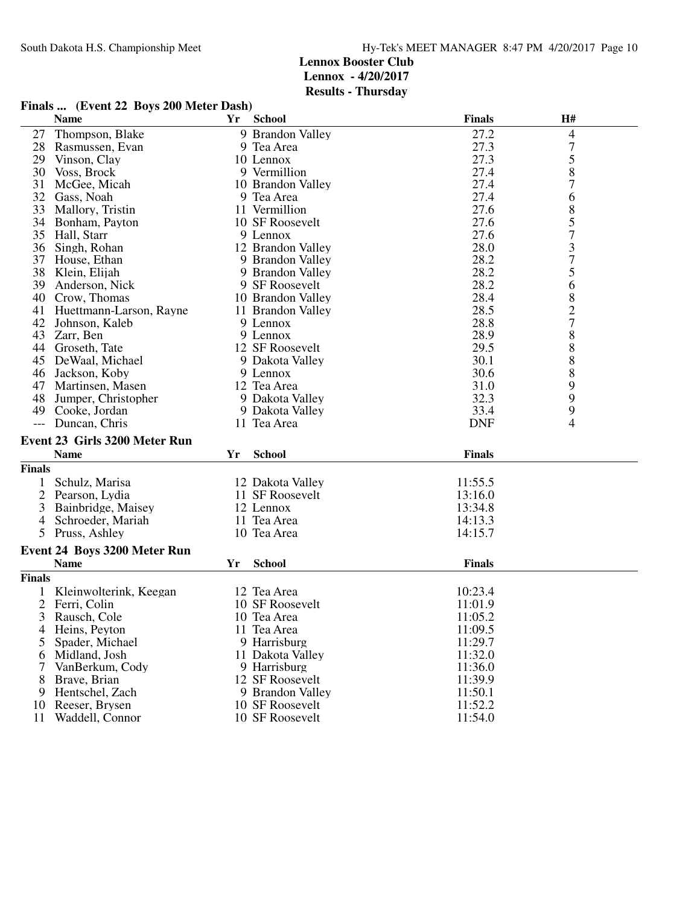**Lennox Booster Club**
**Lennox - 4/20/2017**
**Results - Thursday**

### Finals ... (Event 22 Boys 200 Meter Dash)

| | Name | Yr | School | Finals | H# |
|---|---|---|---|---|---|
| 27 | Thompson, Blake | 9 | Brandon Valley | 27.2 | 4 |
| 28 | Rasmussen, Evan | 9 | Tea Area | 27.3 | 7 |
| 29 | Vinson, Clay | 10 | Lennox | 27.3 | 5 |
| 30 | Voss, Brock | 9 | Vermillion | 27.4 | 8 |
| 31 | McGee, Micah | 10 | Brandon Valley | 27.4 | 7 |
| 32 | Gass, Noah | 9 | Tea Area | 27.4 | 6 |
| 33 | Mallory, Tristin | 11 | Vermillion | 27.6 | 8 |
| 34 | Bonham, Payton | 10 | SF Roosevelt | 27.6 | 5 |
| 35 | Hall, Starr | 9 | Lennox | 27.6 | 7 |
| 36 | Singh, Rohan | 12 | Brandon Valley | 28.0 | 3 |
| 37 | House, Ethan | 9 | Brandon Valley | 28.2 | 7 |
| 38 | Klein, Elijah | 9 | Brandon Valley | 28.2 | 5 |
| 39 | Anderson, Nick | 9 | SF Roosevelt | 28.2 | 6 |
| 40 | Crow, Thomas | 10 | Brandon Valley | 28.4 | 8 |
| 41 | Huettmann-Larson, Rayne | 11 | Brandon Valley | 28.5 | 2 |
| 42 | Johnson, Kaleb | 9 | Lennox | 28.8 | 7 |
| 43 | Zarr, Ben | 9 | Lennox | 28.9 | 8 |
| 44 | Groseth, Tate | 12 | SF Roosevelt | 29.5 | 8 |
| 45 | DeWaal, Michael | 9 | Dakota Valley | 30.1 | 8 |
| 46 | Jackson, Koby | 9 | Lennox | 30.6 | 8 |
| 47 | Martinsen, Masen | 12 | Tea Area | 31.0 | 9 |
| 48 | Jumper, Christopher | 9 | Dakota Valley | 32.3 | 9 |
| 49 | Cooke, Jordan | 9 | Dakota Valley | 33.4 | 9 |
| --- | Duncan, Chris | 11 | Tea Area | DNF | 4 |

### Event 23 Girls 3200 Meter Run

**Finals**

| | Name | Yr | School | Finals |
|---|---|---|---|---|
| 1 | Schulz, Marisa | 12 | Dakota Valley | 11:55.5 |
| 2 | Pearson, Lydia | 11 | SF Roosevelt | 13:16.0 |
| 3 | Bainbridge, Maisey | 12 | Lennox | 13:34.8 |
| 4 | Schroeder, Mariah | 11 | Tea Area | 14:13.3 |
| 5 | Pruss, Ashley | 10 | Tea Area | 14:15.7 |

### Event 24 Boys 3200 Meter Run

**Finals**

| | Name | Yr | School | Finals |
|---|---|---|---|---|
| 1 | Kleinwolterink, Keegan | 12 | Tea Area | 10:23.4 |
| 2 | Ferri, Colin | 10 | SF Roosevelt | 11:01.9 |
| 3 | Rausch, Cole | 10 | Tea Area | 11:05.2 |
| 4 | Heins, Peyton | 11 | Tea Area | 11:09.5 |
| 5 | Spader, Michael | 9 | Harrisburg | 11:29.7 |
| 6 | Midland, Josh | 11 | Dakota Valley | 11:32.0 |
| 7 | VanBerkum, Cody | 9 | Harrisburg | 11:36.0 |
| 8 | Brave, Brian | 12 | SF Roosevelt | 11:39.9 |
| 9 | Hentschel, Zach | 9 | Brandon Valley | 11:50.1 |
| 10 | Reeser, Brysen | 10 | SF Roosevelt | 11:52.2 |
| 11 | Waddell, Connor | 10 | SF Roosevelt | 11:54.0 |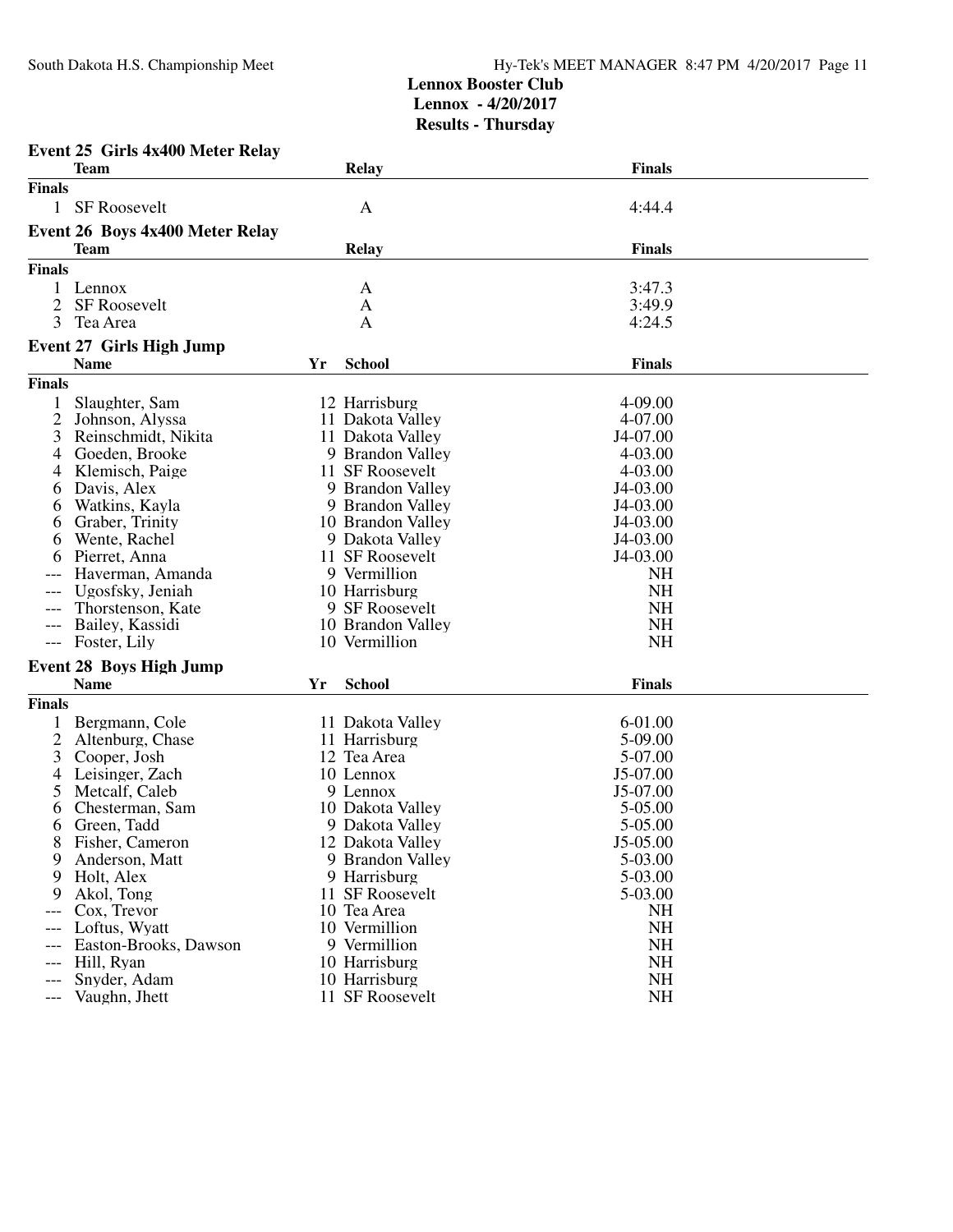# Lennox Booster Club

## Lennox - 4/20/2017

## Results - Thursday

### Event 25 Girls 4x400 Meter Relay

| | Team | Relay | Finals |
|---|---|---|---|
| **Finals** | | | |
| 1 | SF Roosevelt | A | 4:44.4 |

### Event 26 Boys 4x400 Meter Relay

| | Team | Relay | Finals |
|---|---|---|---|
| **Finals** | | | |
| 1 | Lennox | A | 3:47.3 |
| 2 | SF Roosevelt | A | 3:49.9 |
| 3 | Tea Area | A | 4:24.5 |

### Event 27 Girls High Jump

| | Name | Yr | School | Finals |
|---|---|---|---|---|
| **Finals** | | | | |
| 1 | Slaughter, Sam | 12 | Harrisburg | 4-09.00 |
| 2 | Johnson, Alyssa | 11 | Dakota Valley | 4-07.00 |
| 3 | Reinschmidt, Nikita | 11 | Dakota Valley | J4-07.00 |
| 4 | Goeden, Brooke | 9 | Brandon Valley | 4-03.00 |
| 4 | Klemisch, Paige | 11 | SF Roosevelt | 4-03.00 |
| 6 | Davis, Alex | 9 | Brandon Valley | J4-03.00 |
| 6 | Watkins, Kayla | 9 | Brandon Valley | J4-03.00 |
| 6 | Graber, Trinity | 10 | Brandon Valley | J4-03.00 |
| 6 | Wente, Rachel | 9 | Dakota Valley | J4-03.00 |
| 6 | Pierret, Anna | 11 | SF Roosevelt | J4-03.00 |
| --- | Haverman, Amanda | 9 | Vermillion | NH |
| --- | Ugosfsky, Jeniah | 10 | Harrisburg | NH |
| --- | Thorstenson, Kate | 9 | SF Roosevelt | NH |
| --- | Bailey, Kassidi | 10 | Brandon Valley | NH |
| --- | Foster, Lily | 10 | Vermillion | NH |

### Event 28 Boys High Jump

| | Name | Yr | School | Finals |
|---|---|---|---|---|
| **Finals** | | | | |
| 1 | Bergmann, Cole | 11 | Dakota Valley | 6-01.00 |
| 2 | Altenburg, Chase | 11 | Harrisburg | 5-09.00 |
| 3 | Cooper, Josh | 12 | Tea Area | 5-07.00 |
| 4 | Leisinger, Zach | 10 | Lennox | J5-07.00 |
| 5 | Metcalf, Caleb | 9 | Lennox | J5-07.00 |
| 6 | Chesterman, Sam | 10 | Dakota Valley | 5-05.00 |
| 6 | Green, Tadd | 9 | Dakota Valley | 5-05.00 |
| 8 | Fisher, Cameron | 12 | Dakota Valley | J5-05.00 |
| 9 | Anderson, Matt | 9 | Brandon Valley | 5-03.00 |
| 9 | Holt, Alex | 9 | Harrisburg | 5-03.00 |
| 9 | Akol, Tong | 11 | SF Roosevelt | 5-03.00 |
| --- | Cox, Trevor | 10 | Tea Area | NH |
| --- | Loftus, Wyatt | 10 | Vermillion | NH |
| --- | Easton-Brooks, Dawson | 9 | Vermillion | NH |
| --- | Hill, Ryan | 10 | Harrisburg | NH |
| --- | Snyder, Adam | 10 | Harrisburg | NH |
| --- | Vaughn, Jhett | 11 | SF Roosevelt | NH |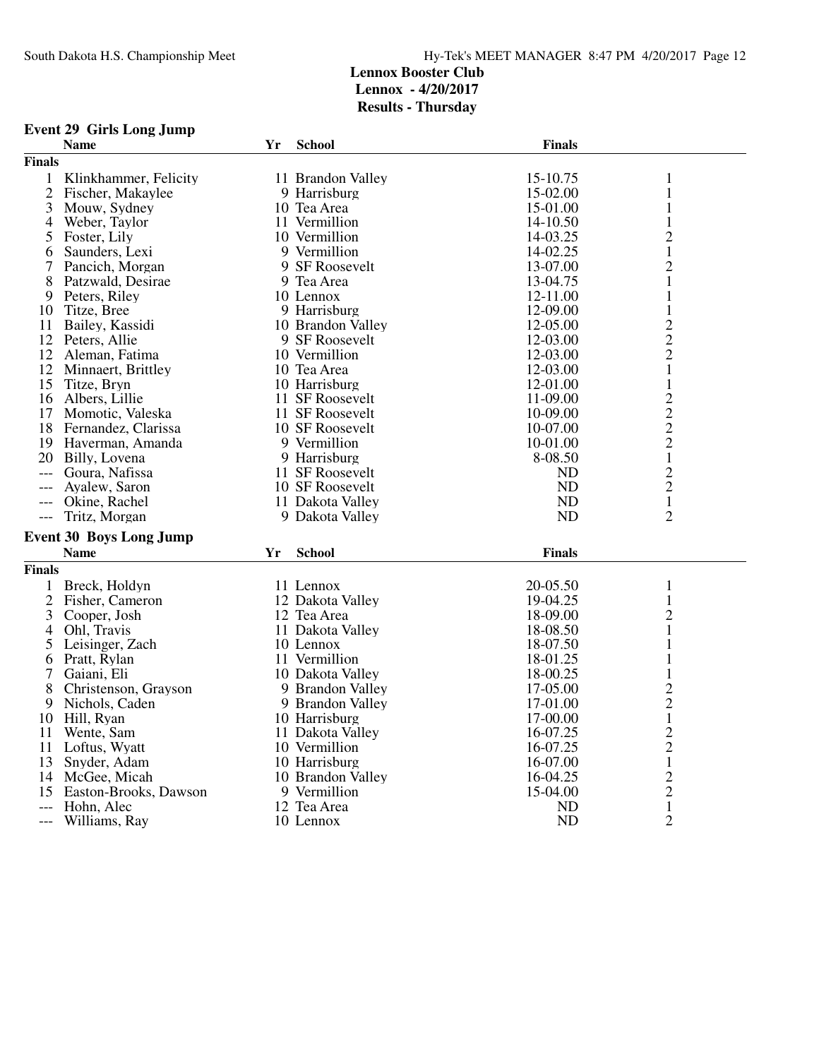# Lennox Booster Club
## Lennox - 4/20/2017
### Results - Thursday

**Event 29 Girls Long Jump**

| | Name | Yr | School | Finals | |
|---|---|---|---|---|---|
| **Finals** | | | | | |
| 1 | Klinkhammer, Felicity | 11 | Brandon Valley | 15-10.75 | 1 |
| 2 | Fischer, Makaylee | 9 | Harrisburg | 15-02.00 | 1 |
| 3 | Mouw, Sydney | 10 | Tea Area | 15-01.00 | 1 |
| 4 | Weber, Taylor | 11 | Vermillion | 14-10.50 | 1 |
| 5 | Foster, Lily | 10 | Vermillion | 14-03.25 | 2 |
| 6 | Saunders, Lexi | 9 | Vermillion | 14-02.25 | 1 |
| 7 | Pancich, Morgan | 9 | SF Roosevelt | 13-07.00 | 2 |
| 8 | Patzwald, Desirae | 9 | Tea Area | 13-04.75 | 1 |
| 9 | Peters, Riley | 10 | Lennox | 12-11.00 | 1 |
| 10 | Titze, Bree | 9 | Harrisburg | 12-09.00 | 1 |
| 11 | Bailey, Kassidi | 10 | Brandon Valley | 12-05.00 | 2 |
| 12 | Peters, Allie | 9 | SF Roosevelt | 12-03.00 | 2 |
| 12 | Aleman, Fatima | 10 | Vermillion | 12-03.00 | 2 |
| 12 | Minnaert, Brittley | 10 | Tea Area | 12-03.00 | 1 |
| 15 | Titze, Bryn | 10 | Harrisburg | 12-01.00 | 1 |
| 16 | Albers, Lillie | 11 | SF Roosevelt | 11-09.00 | 2 |
| 17 | Momotic, Valeska | 11 | SF Roosevelt | 10-09.00 | 2 |
| 18 | Fernandez, Clarissa | 10 | SF Roosevelt | 10-07.00 | 2 |
| 19 | Haverman, Amanda | 9 | Vermillion | 10-01.00 | 2 |
| 20 | Billy, Lovena | 9 | Harrisburg | 8-08.50 | 1 |
| --- | Goura, Nafissa | 11 | SF Roosevelt | ND | 2 |
| --- | Ayalew, Saron | 10 | SF Roosevelt | ND | 2 |
| --- | Okine, Rachel | 11 | Dakota Valley | ND | 1 |
| --- | Tritz, Morgan | 9 | Dakota Valley | ND | 2 |

**Event 30 Boys Long Jump**

| | Name | Yr | School | Finals | |
|---|---|---|---|---|---|
| **Finals** | | | | | |
| 1 | Breck, Holdyn | 11 | Lennox | 20-05.50 | 1 |
| 2 | Fisher, Cameron | 12 | Dakota Valley | 19-04.25 | 1 |
| 3 | Cooper, Josh | 12 | Tea Area | 18-09.00 | 2 |
| 4 | Ohl, Travis | 11 | Dakota Valley | 18-08.50 | 1 |
| 5 | Leisinger, Zach | 10 | Lennox | 18-07.50 | 1 |
| 6 | Pratt, Rylan | 11 | Vermillion | 18-01.25 | 1 |
| 7 | Gaiani, Eli | 10 | Dakota Valley | 18-00.25 | 1 |
| 8 | Christenson, Grayson | 9 | Brandon Valley | 17-05.00 | 2 |
| 9 | Nichols, Caden | 9 | Brandon Valley | 17-01.00 | 2 |
| 10 | Hill, Ryan | 10 | Harrisburg | 17-00.00 | 1 |
| 11 | Wente, Sam | 11 | Dakota Valley | 16-07.25 | 2 |
| 11 | Loftus, Wyatt | 10 | Vermillion | 16-07.25 | 2 |
| 13 | Snyder, Adam | 10 | Harrisburg | 16-07.00 | 1 |
| 14 | McGee, Micah | 10 | Brandon Valley | 16-04.25 | 2 |
| 15 | Easton-Brooks, Dawson | 9 | Vermillion | 15-04.00 | 2 |
| --- | Hohn, Alec | 12 | Tea Area | ND | 1 |
| --- | Williams, Ray | 10 | Lennox | ND | 2 |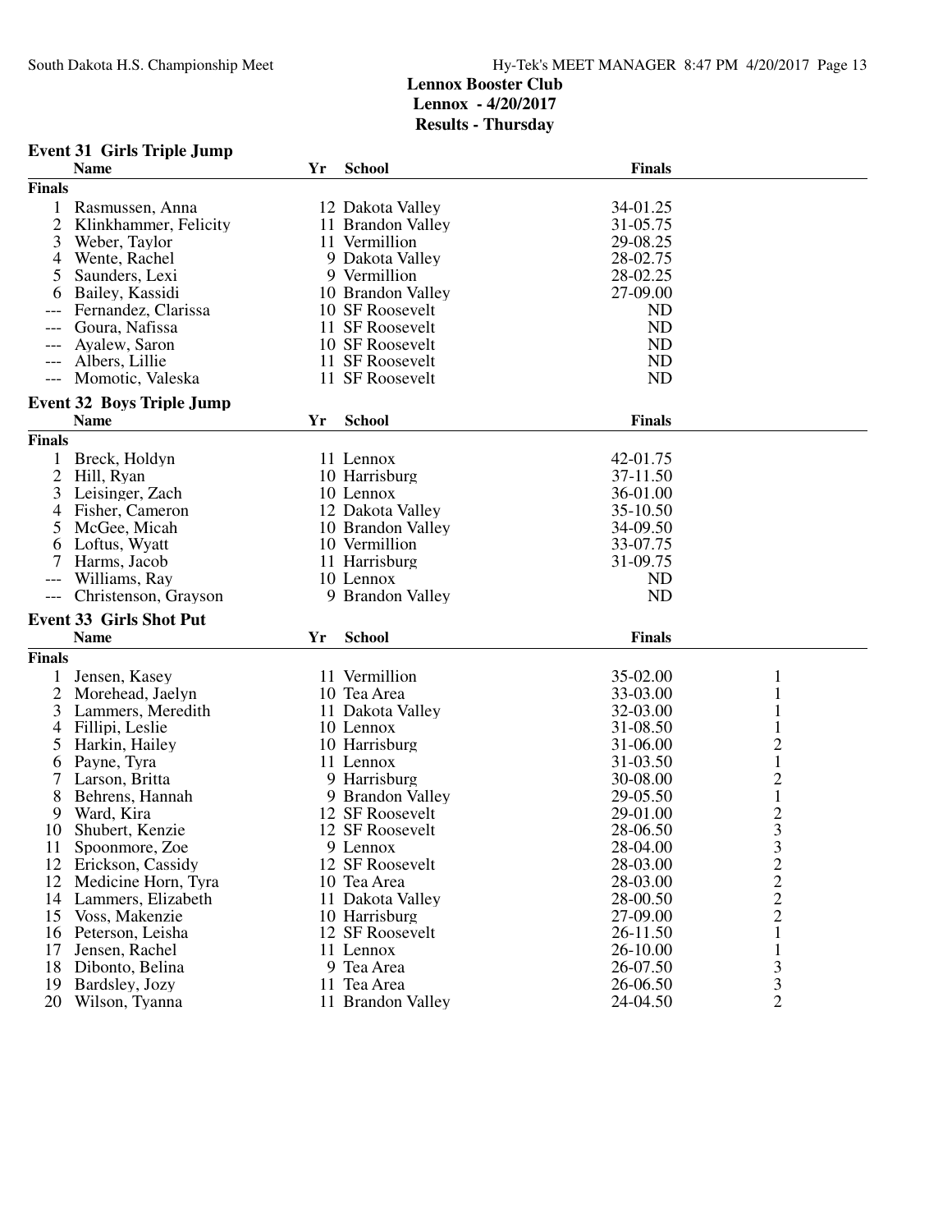## Lennox Booster Club
## Lennox - 4/20/2017
## Results - Thursday

### Event 31 Girls Triple Jump

| | Name | Yr | School | Finals |
|---|---|---|---|---|
| **Finals** | | | | |
| 1 | Rasmussen, Anna | 12 | Dakota Valley | 34-01.25 |
| 2 | Klinkhammer, Felicity | 11 | Brandon Valley | 31-05.75 |
| 3 | Weber, Taylor | 11 | Vermillion | 29-08.25 |
| 4 | Wente, Rachel | 9 | Dakota Valley | 28-02.75 |
| 5 | Saunders, Lexi | 9 | Vermillion | 28-02.25 |
| 6 | Bailey, Kassidi | 10 | Brandon Valley | 27-09.00 |
| --- | Fernandez, Clarissa | 10 | SF Roosevelt | ND |
| --- | Goura, Nafissa | 11 | SF Roosevelt | ND |
| --- | Ayalew, Saron | 10 | SF Roosevelt | ND |
| --- | Albers, Lillie | 11 | SF Roosevelt | ND |
| --- | Momotic, Valeska | 11 | SF Roosevelt | ND |

### Event 32 Boys Triple Jump

| | Name | Yr | School | Finals |
|---|---|---|---|---|
| **Finals** | | | | |
| 1 | Breck, Holdyn | 11 | Lennox | 42-01.75 |
| 2 | Hill, Ryan | 10 | Harrisburg | 37-11.50 |
| 3 | Leisinger, Zach | 10 | Lennox | 36-01.00 |
| 4 | Fisher, Cameron | 12 | Dakota Valley | 35-10.50 |
| 5 | McGee, Micah | 10 | Brandon Valley | 34-09.50 |
| 6 | Loftus, Wyatt | 10 | Vermillion | 33-07.75 |
| 7 | Harms, Jacob | 11 | Harrisburg | 31-09.75 |
| --- | Williams, Ray | 10 | Lennox | ND |
| --- | Christenson, Grayson | 9 | Brandon Valley | ND |

### Event 33 Girls Shot Put

| | Name | Yr | School | Finals | |
|---|---|---|---|---|---|
| **Finals** | | | | | |
| 1 | Jensen, Kasey | 11 | Vermillion | 35-02.00 | 1 |
| 2 | Morehead, Jaelyn | 10 | Tea Area | 33-03.00 | 1 |
| 3 | Lammers, Meredith | 11 | Dakota Valley | 32-03.00 | 1 |
| 4 | Fillipi, Leslie | 10 | Lennox | 31-08.50 | 1 |
| 5 | Harkin, Hailey | 10 | Harrisburg | 31-06.00 | 2 |
| 6 | Payne, Tyra | 11 | Lennox | 31-03.50 | 1 |
| 7 | Larson, Britta | 9 | Harrisburg | 30-08.00 | 2 |
| 8 | Behrens, Hannah | 9 | Brandon Valley | 29-05.50 | 1 |
| 9 | Ward, Kira | 12 | SF Roosevelt | 29-01.00 | 2 |
| 10 | Shubert, Kenzie | 12 | SF Roosevelt | 28-06.50 | 3 |
| 11 | Spoonmore, Zoe | 9 | Lennox | 28-04.00 | 3 |
| 12 | Erickson, Cassidy | 12 | SF Roosevelt | 28-03.00 | 2 |
| 12 | Medicine Horn, Tyra | 10 | Tea Area | 28-03.00 | 2 |
| 14 | Lammers, Elizabeth | 11 | Dakota Valley | 28-00.50 | 2 |
| 15 | Voss, Makenzie | 10 | Harrisburg | 27-09.00 | 2 |
| 16 | Peterson, Leisha | 12 | SF Roosevelt | 26-11.50 | 1 |
| 17 | Jensen, Rachel | 11 | Lennox | 26-10.00 | 1 |
| 18 | Dibonto, Belina | 9 | Tea Area | 26-07.50 | 3 |
| 19 | Bardsley, Jozy | 11 | Tea Area | 26-06.50 | 3 |
| 20 | Wilson, Tyanna | 11 | Brandon Valley | 24-04.50 | 2 |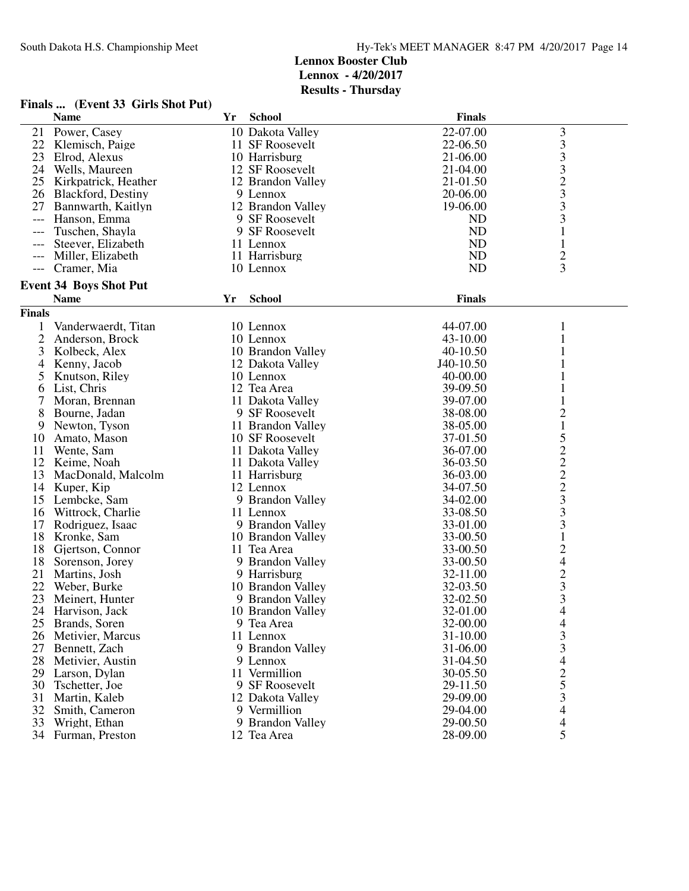**Lennox Booster Club**
**Lennox - 4/20/2017**
**Results - Thursday**

### Finals ... (Event 33 Girls Shot Put)

| | Name | Yr | School | Finals | |
|---|---|---|---|---|---|
| 21 | Power, Casey | 10 | Dakota Valley | 22-07.00 | 3 |
| 22 | Klemisch, Paige | 11 | SF Roosevelt | 22-06.50 | 3 |
| 23 | Elrod, Alexus | 10 | Harrisburg | 21-06.00 | 3 |
| 24 | Wells, Maureen | 12 | SF Roosevelt | 21-04.00 | 3 |
| 25 | Kirkpatrick, Heather | 12 | Brandon Valley | 21-01.50 | 2 |
| 26 | Blackford, Destiny | 9 | Lennox | 20-06.00 | 3 |
| 27 | Bannwarth, Kaitlyn | 12 | Brandon Valley | 19-06.00 | 3 |
| --- | Hanson, Emma | 9 | SF Roosevelt | ND | 3 |
| --- | Tuschen, Shayla | 9 | SF Roosevelt | ND | 1 |
| --- | Steever, Elizabeth | 11 | Lennox | ND | 1 |
| --- | Miller, Elizabeth | 11 | Harrisburg | ND | 2 |
| --- | Cramer, Mia | 10 | Lennox | ND | 3 |

### Event 34 Boys Shot Put

**Finals**

| | Name | Yr | School | Finals | |
|---|---|---|---|---|---|
| 1 | Vanderwaerdt, Titan | 10 | Lennox | 44-07.00 | 1 |
| 2 | Anderson, Brock | 10 | Lennox | 43-10.00 | 1 |
| 3 | Kolbeck, Alex | 10 | Brandon Valley | 40-10.50 | 1 |
| 4 | Kenny, Jacob | 12 | Dakota Valley | J40-10.50 | 1 |
| 5 | Knutson, Riley | 10 | Lennox | 40-00.00 | 1 |
| 6 | List, Chris | 12 | Tea Area | 39-09.50 | 1 |
| 7 | Moran, Brennan | 11 | Dakota Valley | 39-07.00 | 1 |
| 8 | Bourne, Jadan | 9 | SF Roosevelt | 38-08.00 | 2 |
| 9 | Newton, Tyson | 11 | Brandon Valley | 38-05.00 | 1 |
| 10 | Amato, Mason | 10 | SF Roosevelt | 37-01.50 | 5 |
| 11 | Wente, Sam | 11 | Dakota Valley | 36-07.00 | 2 |
| 12 | Keime, Noah | 11 | Dakota Valley | 36-03.50 | 2 |
| 13 | MacDonald, Malcolm | 11 | Harrisburg | 36-03.00 | 2 |
| 14 | Kuper, Kip | 12 | Lennox | 34-07.50 | 2 |
| 15 | Lembcke, Sam | 9 | Brandon Valley | 34-02.00 | 3 |
| 16 | Wittrock, Charlie | 11 | Lennox | 33-08.50 | 3 |
| 17 | Rodriguez, Isaac | 9 | Brandon Valley | 33-01.00 | 3 |
| 18 | Kronke, Sam | 10 | Brandon Valley | 33-00.50 | 1 |
| 18 | Gjertson, Connor | 11 | Tea Area | 33-00.50 | 2 |
| 18 | Sorenson, Jorey | 9 | Brandon Valley | 33-00.50 | 4 |
| 21 | Martins, Josh | 9 | Harrisburg | 32-11.00 | 2 |
| 22 | Weber, Burke | 10 | Brandon Valley | 32-03.50 | 3 |
| 23 | Meinert, Hunter | 9 | Brandon Valley | 32-02.50 | 3 |
| 24 | Harvison, Jack | 10 | Brandon Valley | 32-01.00 | 4 |
| 25 | Brands, Soren | 9 | Tea Area | 32-00.00 | 4 |
| 26 | Metivier, Marcus | 11 | Lennox | 31-10.00 | 3 |
| 27 | Bennett, Zach | 9 | Brandon Valley | 31-06.00 | 3 |
| 28 | Metivier, Austin | 9 | Lennox | 31-04.50 | 4 |
| 29 | Larson, Dylan | 11 | Vermillion | 30-05.50 | 2 |
| 30 | Tschetter, Joe | 9 | SF Roosevelt | 29-11.50 | 5 |
| 31 | Martin, Kaleb | 12 | Dakota Valley | 29-09.00 | 3 |
| 32 | Smith, Cameron | 9 | Vermillion | 29-04.00 | 4 |
| 33 | Wright, Ethan | 9 | Brandon Valley | 29-00.50 | 4 |
| 34 | Furman, Preston | 12 | Tea Area | 28-09.00 | 5 |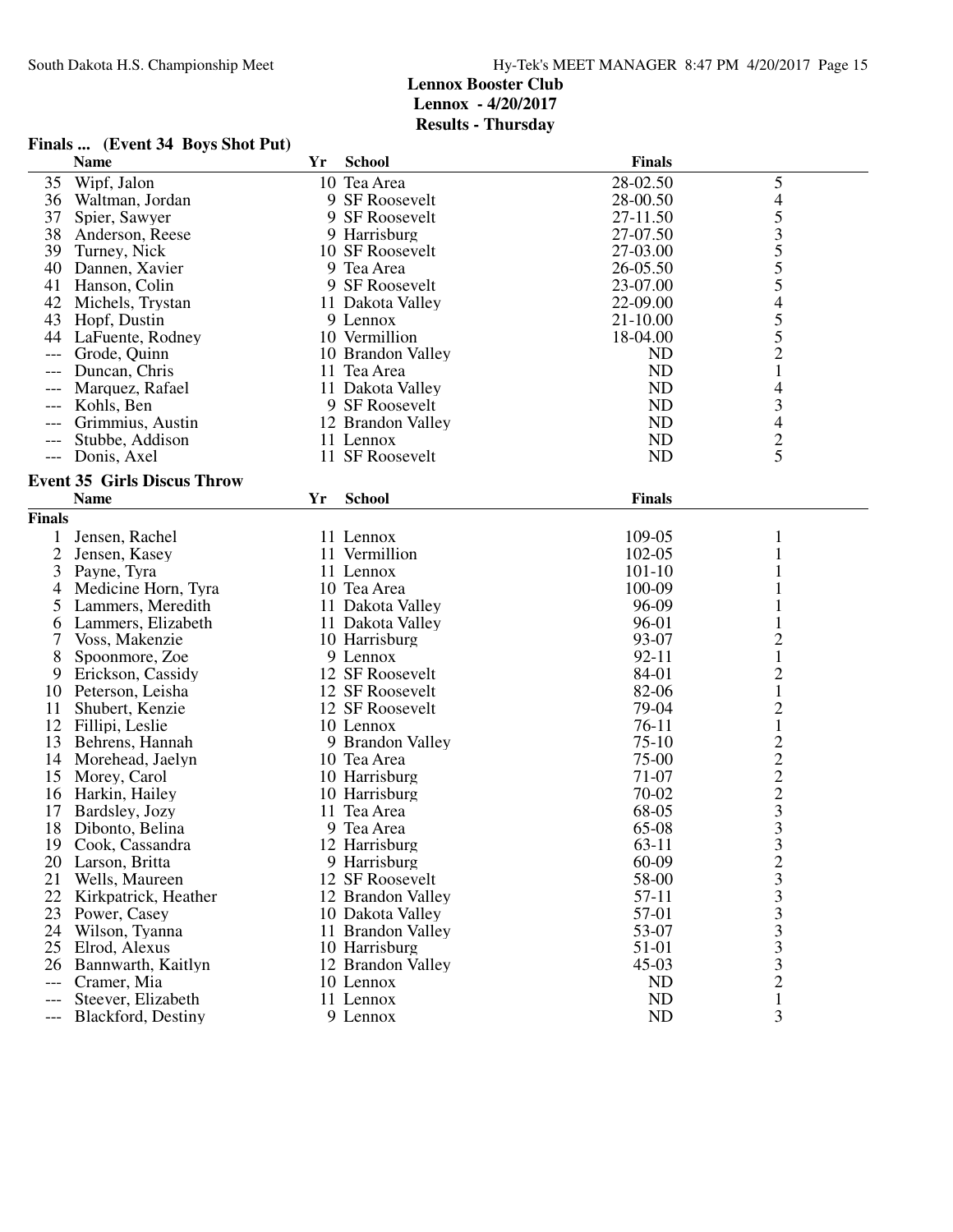**Lennox Booster Club**
**Lennox - 4/20/2017**
**Results - Thursday**

### Finals ... (Event 34 Boys Shot Put)

| | Name | Yr | School | Finals | |
|---|---|---|---|---|---|
| 35 | Wipf, Jalon | 10 | Tea Area | 28-02.50 | 5 |
| 36 | Waltman, Jordan | 9 | SF Roosevelt | 28-00.50 | 4 |
| 37 | Spier, Sawyer | 9 | SF Roosevelt | 27-11.50 | 5 |
| 38 | Anderson, Reese | 9 | Harrisburg | 27-07.50 | 3 |
| 39 | Turney, Nick | 10 | SF Roosevelt | 27-03.00 | 5 |
| 40 | Dannen, Xavier | 9 | Tea Area | 26-05.50 | 5 |
| 41 | Hanson, Colin | 9 | SF Roosevelt | 23-07.00 | 5 |
| 42 | Michels, Trystan | 11 | Dakota Valley | 22-09.00 | 4 |
| 43 | Hopf, Dustin | 9 | Lennox | 21-10.00 | 5 |
| 44 | LaFuente, Rodney | 10 | Vermillion | 18-04.00 | 5 |
| --- | Grode, Quinn | 10 | Brandon Valley | ND | 2 |
| --- | Duncan, Chris | 11 | Tea Area | ND | 1 |
| --- | Marquez, Rafael | 11 | Dakota Valley | ND | 4 |
| --- | Kohls, Ben | 9 | SF Roosevelt | ND | 3 |
| --- | Grimmius, Austin | 12 | Brandon Valley | ND | 4 |
| --- | Stubbe, Addison | 11 | Lennox | ND | 2 |
| --- | Donis, Axel | 11 | SF Roosevelt | ND | 5 |

### Event 35 Girls Discus Throw

| | Name | Yr | School | Finals | |
|---|---|---|---|---|---|
| **Finals** | | | | | |
| 1 | Jensen, Rachel | 11 | Lennox | 109-05 | 1 |
| 2 | Jensen, Kasey | 11 | Vermillion | 102-05 | 1 |
| 3 | Payne, Tyra | 11 | Lennox | 101-10 | 1 |
| 4 | Medicine Horn, Tyra | 10 | Tea Area | 100-09 | 1 |
| 5 | Lammers, Meredith | 11 | Dakota Valley | 96-09 | 1 |
| 6 | Lammers, Elizabeth | 11 | Dakota Valley | 96-01 | 1 |
| 7 | Voss, Makenzie | 10 | Harrisburg | 93-07 | 2 |
| 8 | Spoonmore, Zoe | 9 | Lennox | 92-11 | 1 |
| 9 | Erickson, Cassidy | 12 | SF Roosevelt | 84-01 | 2 |
| 10 | Peterson, Leisha | 12 | SF Roosevelt | 82-06 | 1 |
| 11 | Shubert, Kenzie | 12 | SF Roosevelt | 79-04 | 2 |
| 12 | Fillipi, Leslie | 10 | Lennox | 76-11 | 1 |
| 13 | Behrens, Hannah | 9 | Brandon Valley | 75-10 | 2 |
| 14 | Morehead, Jaelyn | 10 | Tea Area | 75-00 | 2 |
| 15 | Morey, Carol | 10 | Harrisburg | 71-07 | 2 |
| 16 | Harkin, Hailey | 10 | Harrisburg | 70-02 | 2 |
| 17 | Bardsley, Jozy | 11 | Tea Area | 68-05 | 3 |
| 18 | Dibonto, Belina | 9 | Tea Area | 65-08 | 3 |
| 19 | Cook, Cassandra | 12 | Harrisburg | 63-11 | 3 |
| 20 | Larson, Britta | 9 | Harrisburg | 60-09 | 2 |
| 21 | Wells, Maureen | 12 | SF Roosevelt | 58-00 | 3 |
| 22 | Kirkpatrick, Heather | 12 | Brandon Valley | 57-11 | 3 |
| 23 | Power, Casey | 10 | Dakota Valley | 57-01 | 3 |
| 24 | Wilson, Tyanna | 11 | Brandon Valley | 53-07 | 3 |
| 25 | Elrod, Alexus | 10 | Harrisburg | 51-01 | 3 |
| 26 | Bannwarth, Kaitlyn | 12 | Brandon Valley | 45-03 | 3 |
| --- | Cramer, Mia | 10 | Lennox | ND | 2 |
| --- | Steever, Elizabeth | 11 | Lennox | ND | 1 |
| --- | Blackford, Destiny | 9 | Lennox | ND | 3 |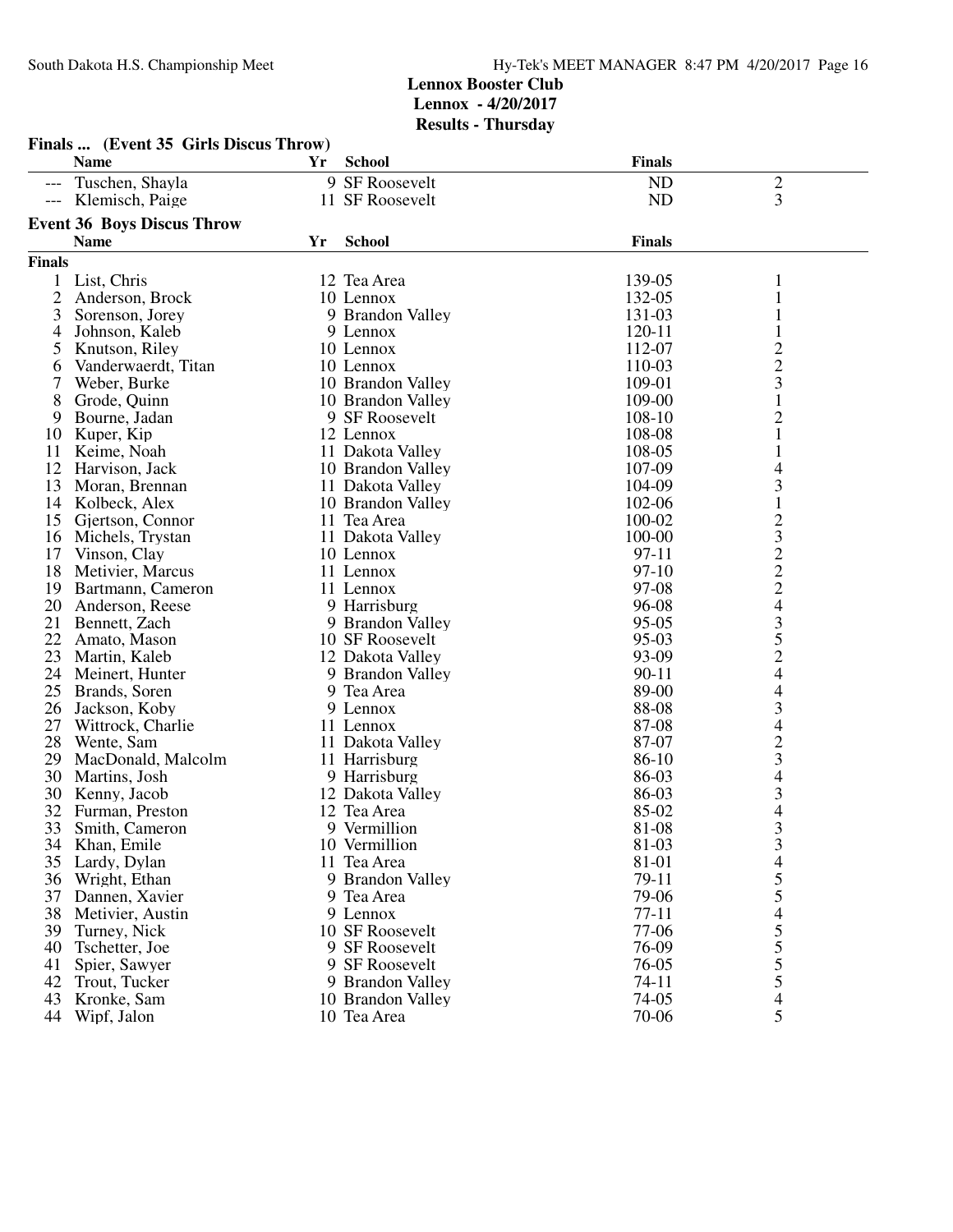Lennox Booster Club
Lennox - 4/20/2017
Results - Thursday

## Finals ... (Event 35 Girls Discus Throw)

| | Name | Yr | School | Finals | |
|---|---|---|---|---|---|
| --- | Tuschen, Shayla | 9 | SF Roosevelt | ND | 2 |
| --- | Klemisch, Paige | 11 | SF Roosevelt | ND | 3 |

## Event 36 Boys Discus Throw

**Finals**

| | Name | Yr | School | Finals | |
|---|---|---|---|---|---|
| 1 | List, Chris | 12 | Tea Area | 139-05 | 1 |
| 2 | Anderson, Brock | 10 | Lennox | 132-05 | 1 |
| 3 | Sorenson, Jorey | 9 | Brandon Valley | 131-03 | 1 |
| 4 | Johnson, Kaleb | 9 | Lennox | 120-11 | 1 |
| 5 | Knutson, Riley | 10 | Lennox | 112-07 | 2 |
| 6 | Vanderwaerdt, Titan | 10 | Lennox | 110-03 | 2 |
| 7 | Weber, Burke | 10 | Brandon Valley | 109-01 | 3 |
| 8 | Grode, Quinn | 10 | Brandon Valley | 109-00 | 1 |
| 9 | Bourne, Jadan | 9 | SF Roosevelt | 108-10 | 2 |
| 10 | Kuper, Kip | 12 | Lennox | 108-08 | 1 |
| 11 | Keime, Noah | 11 | Dakota Valley | 108-05 | 1 |
| 12 | Harvison, Jack | 10 | Brandon Valley | 107-09 | 4 |
| 13 | Moran, Brennan | 11 | Dakota Valley | 104-09 | 3 |
| 14 | Kolbeck, Alex | 10 | Brandon Valley | 102-06 | 1 |
| 15 | Gjertson, Connor | 11 | Tea Area | 100-02 | 2 |
| 16 | Michels, Trystan | 11 | Dakota Valley | 100-00 | 3 |
| 17 | Vinson, Clay | 10 | Lennox | 97-11 | 2 |
| 18 | Metivier, Marcus | 11 | Lennox | 97-10 | 2 |
| 19 | Bartmann, Cameron | 11 | Lennox | 97-08 | 2 |
| 20 | Anderson, Reese | 9 | Harrisburg | 96-08 | 4 |
| 21 | Bennett, Zach | 9 | Brandon Valley | 95-05 | 3 |
| 22 | Amato, Mason | 10 | SF Roosevelt | 95-03 | 5 |
| 23 | Martin, Kaleb | 12 | Dakota Valley | 93-09 | 2 |
| 24 | Meinert, Hunter | 9 | Brandon Valley | 90-11 | 4 |
| 25 | Brands, Soren | 9 | Tea Area | 89-00 | 4 |
| 26 | Jackson, Koby | 9 | Lennox | 88-08 | 3 |
| 27 | Wittrock, Charlie | 11 | Lennox | 87-08 | 4 |
| 28 | Wente, Sam | 11 | Dakota Valley | 87-07 | 2 |
| 29 | MacDonald, Malcolm | 11 | Harrisburg | 86-10 | 3 |
| 30 | Martins, Josh | 9 | Harrisburg | 86-03 | 4 |
| 30 | Kenny, Jacob | 12 | Dakota Valley | 86-03 | 3 |
| 32 | Furman, Preston | 12 | Tea Area | 85-02 | 4 |
| 33 | Smith, Cameron | 9 | Vermillion | 81-08 | 3 |
| 34 | Khan, Emile | 10 | Vermillion | 81-03 | 3 |
| 35 | Lardy, Dylan | 11 | Tea Area | 81-01 | 4 |
| 36 | Wright, Ethan | 9 | Brandon Valley | 79-11 | 5 |
| 37 | Dannen, Xavier | 9 | Tea Area | 79-06 | 5 |
| 38 | Metivier, Austin | 9 | Lennox | 77-11 | 4 |
| 39 | Turney, Nick | 10 | SF Roosevelt | 77-06 | 5 |
| 40 | Tschetter, Joe | 9 | SF Roosevelt | 76-09 | 5 |
| 41 | Spier, Sawyer | 9 | SF Roosevelt | 76-05 | 5 |
| 42 | Trout, Tucker | 9 | Brandon Valley | 74-11 | 5 |
| 43 | Kronke, Sam | 10 | Brandon Valley | 74-05 | 4 |
| 44 | Wipf, Jalon | 10 | Tea Area | 70-06 | 5 |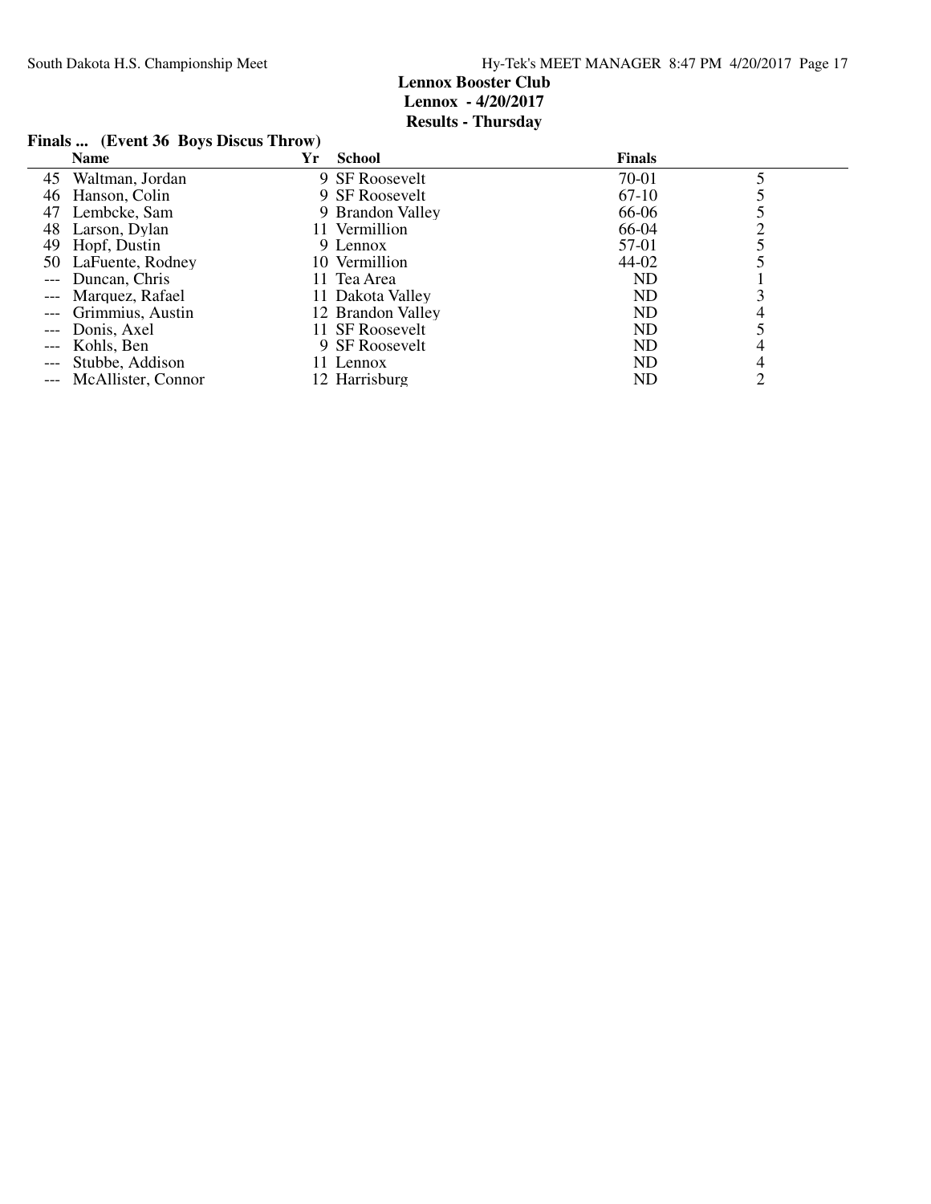# Lennox Booster Club

## Lennox - 4/20/2017

## Results - Thursday

### Finals ... (Event 36 Boys Discus Throw)

| | Name | Yr | School | Finals | |
|---|---|---|---|---|---|
| 45 | Waltman, Jordan | 9 | SF Roosevelt | 70-01 | 5 |
| 46 | Hanson, Colin | 9 | SF Roosevelt | 67-10 | 5 |
| 47 | Lembcke, Sam | 9 | Brandon Valley | 66-06 | 5 |
| 48 | Larson, Dylan | 11 | Vermillion | 66-04 | 2 |
| 49 | Hopf, Dustin | 9 | Lennox | 57-01 | 5 |
| 50 | LaFuente, Rodney | 10 | Vermillion | 44-02 | 5 |
| --- | Duncan, Chris | 11 | Tea Area | ND | 1 |
| --- | Marquez, Rafael | 11 | Dakota Valley | ND | 3 |
| --- | Grimmius, Austin | 12 | Brandon Valley | ND | 4 |
| --- | Donis, Axel | 11 | SF Roosevelt | ND | 5 |
| --- | Kohls, Ben | 9 | SF Roosevelt | ND | 4 |
| --- | Stubbe, Addison | 11 | Lennox | ND | 4 |
| --- | McAllister, Connor | 12 | Harrisburg | ND | 2 |